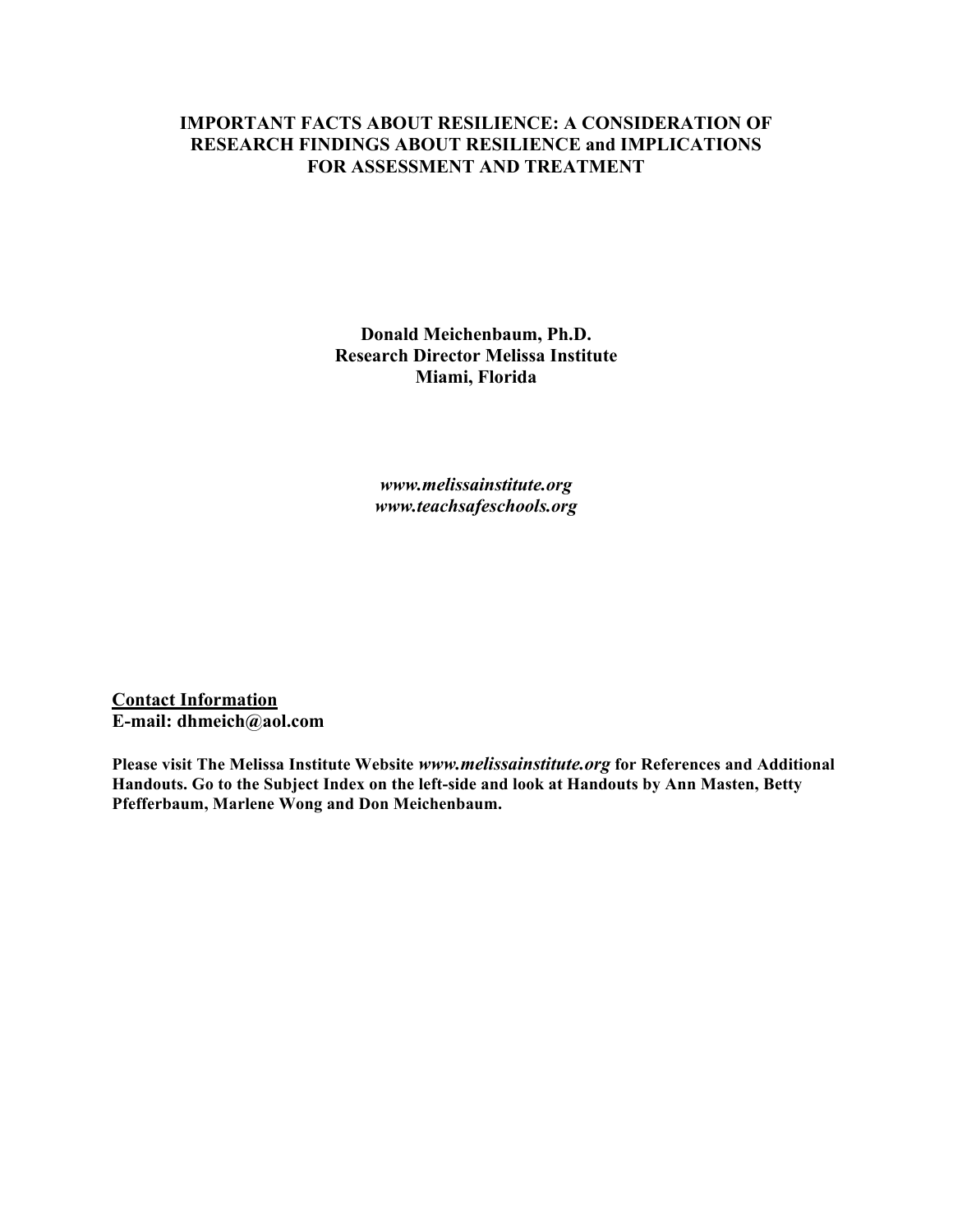# IMPORTANT FACTS ABOUT RESILIENCE: A CONSIDERATION OF RESEARCH FINDINGS ABOUT RESILIENCE and IMPLICATIONS FOR ASSESSMENT AND TREATMENT

**Donald Meichenbaum, Ph.D.**
**Research Director Melissa Institute**
**Miami, Florida**

***www.melissainstitute.org***
***www.teachsafeschools.org***

**Contact Information**
**E-mail: dhmeich@aol.com**

**Please visit The Melissa Institute Website *www.melissainstitute.org* for References and Additional Handouts. Go to the Subject Index on the left-side and look at Handouts by Ann Masten, Betty Pfefferbaum, Marlene Wong and Don Meichenbaum.**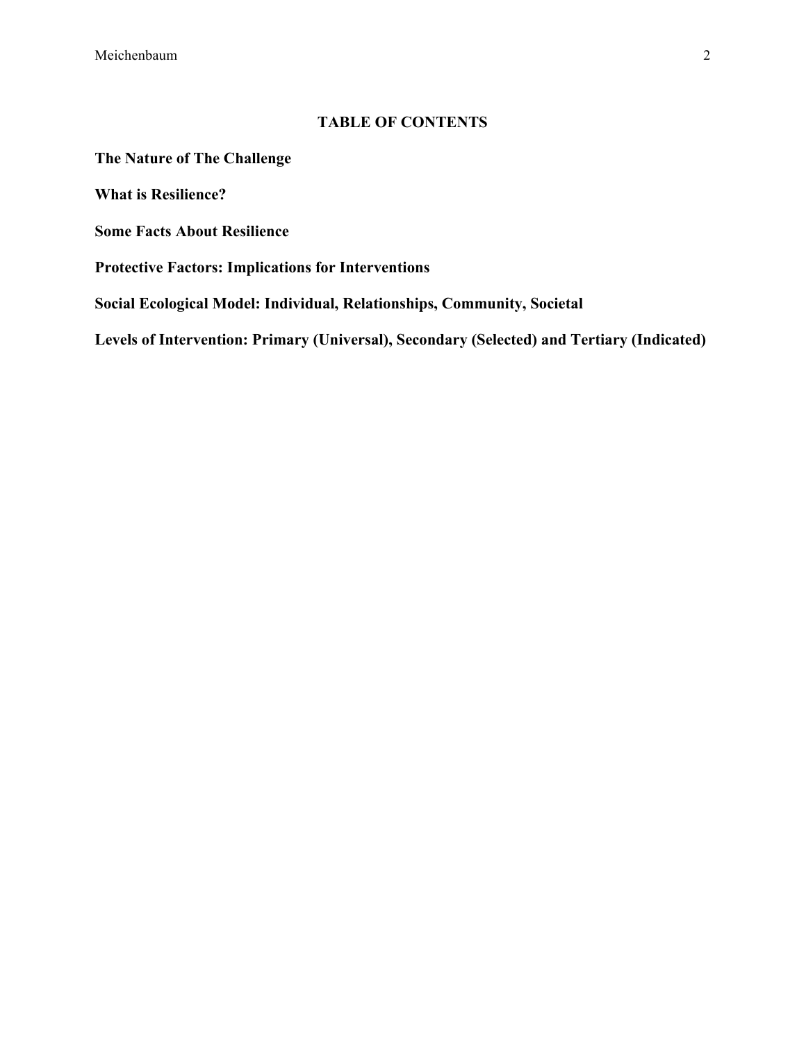## TABLE OF CONTENTS

**The Nature of The Challenge**

**What is Resilience?**

**Some Facts About Resilience**

**Protective Factors: Implications for Interventions**

**Social Ecological Model: Individual, Relationships, Community, Societal**

**Levels of Intervention: Primary (Universal), Secondary (Selected) and Tertiary (Indicated)**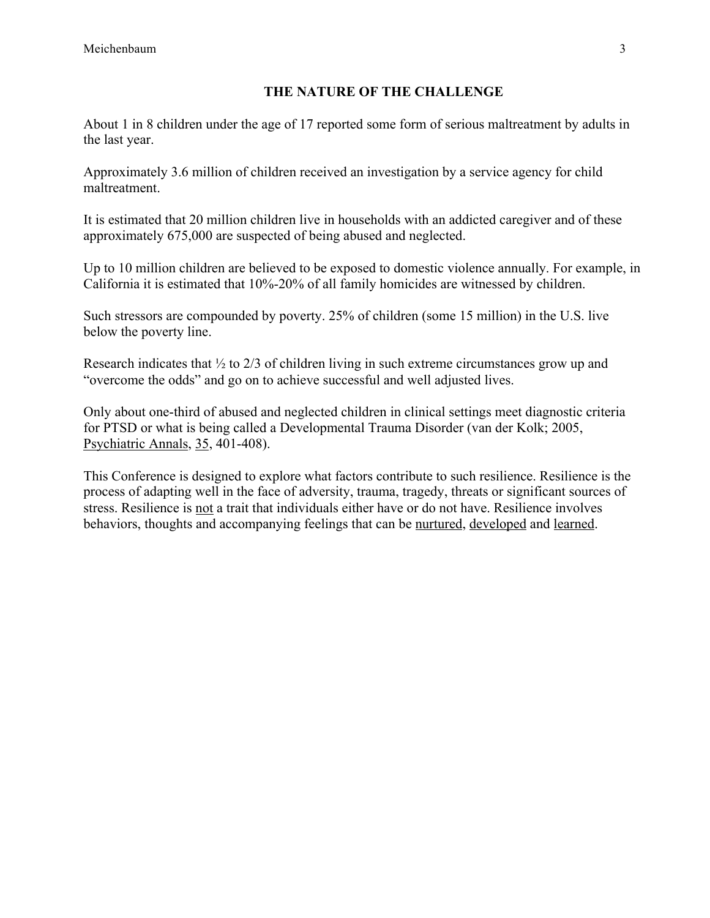## THE NATURE OF THE CHALLENGE

About 1 in 8 children under the age of 17 reported some form of serious maltreatment by adults in the last year.

Approximately 3.6 million of children received an investigation by a service agency for child maltreatment.

It is estimated that 20 million children live in households with an addicted caregiver and of these approximately 675,000 are suspected of being abused and neglected.

Up to 10 million children are believed to be exposed to domestic violence annually. For example, in California it is estimated that 10%-20% of all family homicides are witnessed by children.

Such stressors are compounded by poverty. 25% of children (some 15 million) in the U.S. live below the poverty line.

Research indicates that ½ to 2/3 of children living in such extreme circumstances grow up and "overcome the odds" and go on to achieve successful and well adjusted lives.

Only about one-third of abused and neglected children in clinical settings meet diagnostic criteria for PTSD or what is being called a Developmental Trauma Disorder (van der Kolk; 2005, <u>Psychiatric Annals</u>, <u>35</u>, 401-408).

This Conference is designed to explore what factors contribute to such resilience. Resilience is the process of adapting well in the face of adversity, trauma, tragedy, threats or significant sources of stress. Resilience is <u>not</u> a trait that individuals either have or do not have. Resilience involves behaviors, thoughts and accompanying feelings that can be <u>nurtured</u>, <u>developed</u> and <u>learned</u>.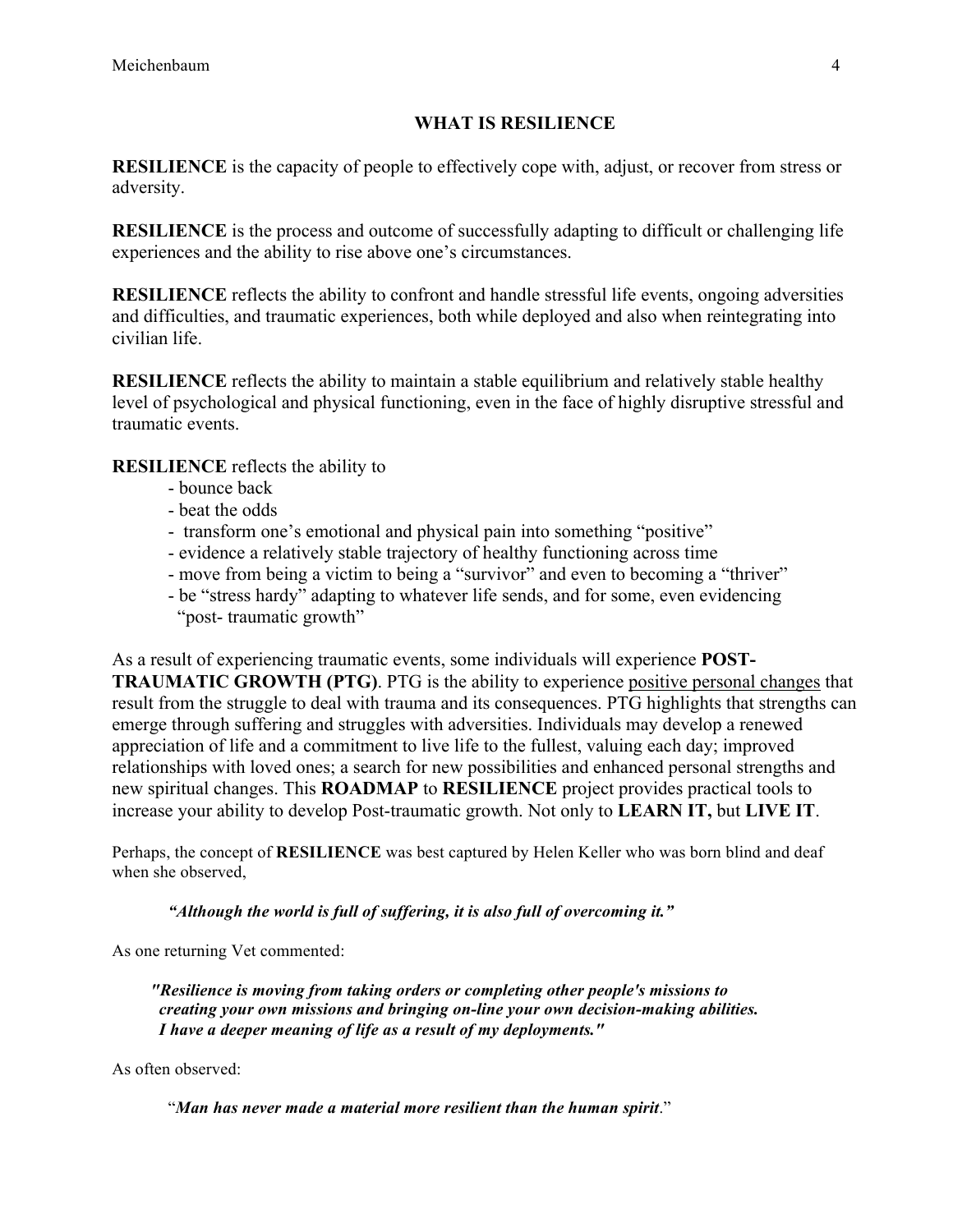## WHAT IS RESILIENCE

**RESILIENCE** is the capacity of people to effectively cope with, adjust, or recover from stress or adversity.

**RESILIENCE** is the process and outcome of successfully adapting to difficult or challenging life experiences and the ability to rise above one's circumstances.

**RESILIENCE** reflects the ability to confront and handle stressful life events, ongoing adversities and difficulties, and traumatic experiences, both while deployed and also when reintegrating into civilian life.

**RESILIENCE** reflects the ability to maintain a stable equilibrium and relatively stable healthy level of psychological and physical functioning, even in the face of highly disruptive stressful and traumatic events.

**RESILIENCE** reflects the ability to
- bounce back
- beat the odds
- transform one's emotional and physical pain into something "positive"
- evidence a relatively stable trajectory of healthy functioning across time
- move from being a victim to being a "survivor" and even to becoming a "thriver"
- be "stress hardy" adapting to whatever life sends, and for some, even evidencing "post- traumatic growth"

As a result of experiencing traumatic events, some individuals will experience **POST-TRAUMATIC GROWTH (PTG)**. PTG is the ability to experience positive personal changes that result from the struggle to deal with trauma and its consequences. PTG highlights that strengths can emerge through suffering and struggles with adversities. Individuals may develop a renewed appreciation of life and a commitment to live life to the fullest, valuing each day; improved relationships with loved ones; a search for new possibilities and enhanced personal strengths and new spiritual changes. This **ROADMAP** to **RESILIENCE** project provides practical tools to increase your ability to develop Post-traumatic growth. Not only to **LEARN IT,** but **LIVE IT**.

Perhaps, the concept of **RESILIENCE** was best captured by Helen Keller who was born blind and deaf when she observed,

> ***"Although the world is full of suffering, it is also full of overcoming it."***

As one returning Vet commented:

> ***"Resilience is moving from taking orders or completing other people's missions to creating your own missions and bringing on-line your own decision-making abilities. I have a deeper meaning of life as a result of my deployments."***

As often observed:

> "***Man has never made a material more resilient than the human spirit***."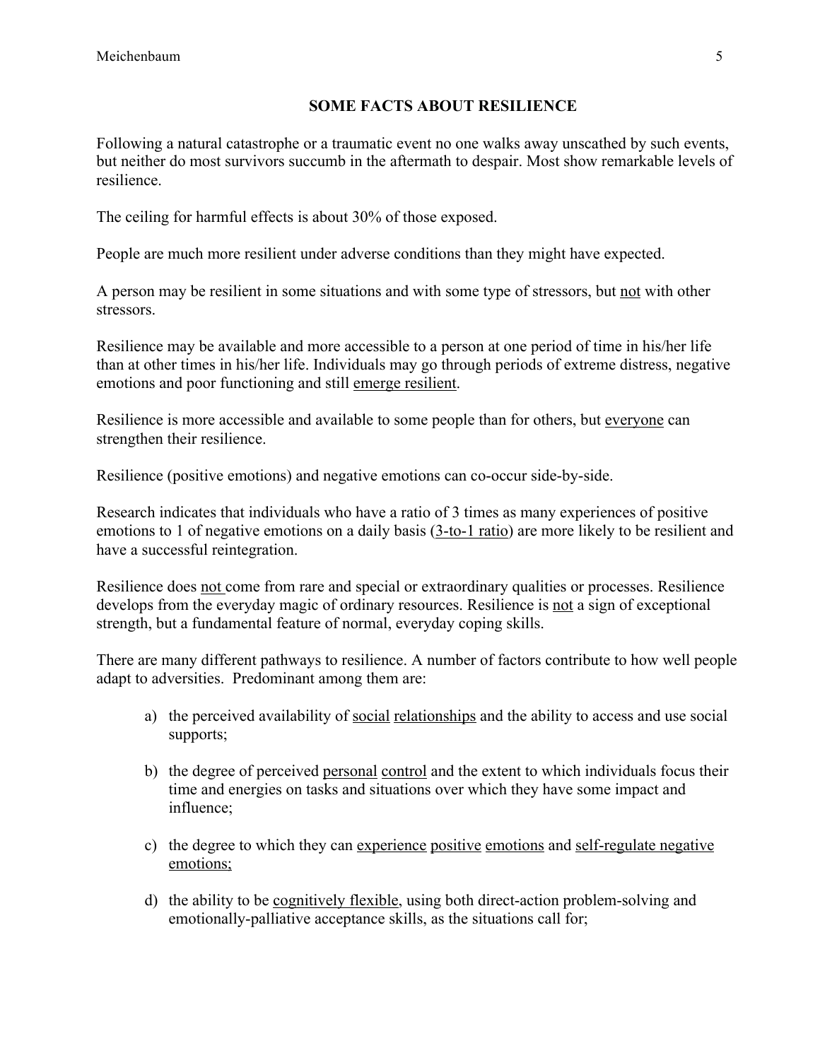## SOME FACTS ABOUT RESILIENCE

Following a natural catastrophe or a traumatic event no one walks away unscathed by such events, but neither do most survivors succumb in the aftermath to despair. Most show remarkable levels of resilience.

The ceiling for harmful effects is about 30% of those exposed.

People are much more resilient under adverse conditions than they might have expected.

A person may be resilient in some situations and with some type of stressors, but <u>not</u> with other stressors.

Resilience may be available and more accessible to a person at one period of time in his/her life than at other times in his/her life. Individuals may go through periods of extreme distress, negative emotions and poor functioning and still <u>emerge resilient</u>.

Resilience is more accessible and available to some people than for others, but <u>everyone</u> can strengthen their resilience.

Resilience (positive emotions) and negative emotions can co-occur side-by-side.

Research indicates that individuals who have a ratio of 3 times as many experiences of positive emotions to 1 of negative emotions on a daily basis (<u>3-to-1 ratio</u>) are more likely to be resilient and have a successful reintegration.

Resilience does <u>not</u> come from rare and special or extraordinary qualities or processes. Resilience develops from the everyday magic of ordinary resources. Resilience is <u>not</u> a sign of exceptional strength, but a fundamental feature of normal, everyday coping skills.

There are many different pathways to resilience. A number of factors contribute to how well people adapt to adversities. Predominant among them are:

a) the perceived availability of <u>social relationships</u> and the ability to access and use social supports;

b) the degree of perceived <u>personal control</u> and the extent to which individuals focus their time and energies on tasks and situations over which they have some impact and influence;

c) the degree to which they can <u>experience positive emotions</u> and <u>self-regulate negative emotions;</u>

d) the ability to be <u>cognitively flexible</u>, using both direct-action problem-solving and emotionally-palliative acceptance skills, as the situations call for;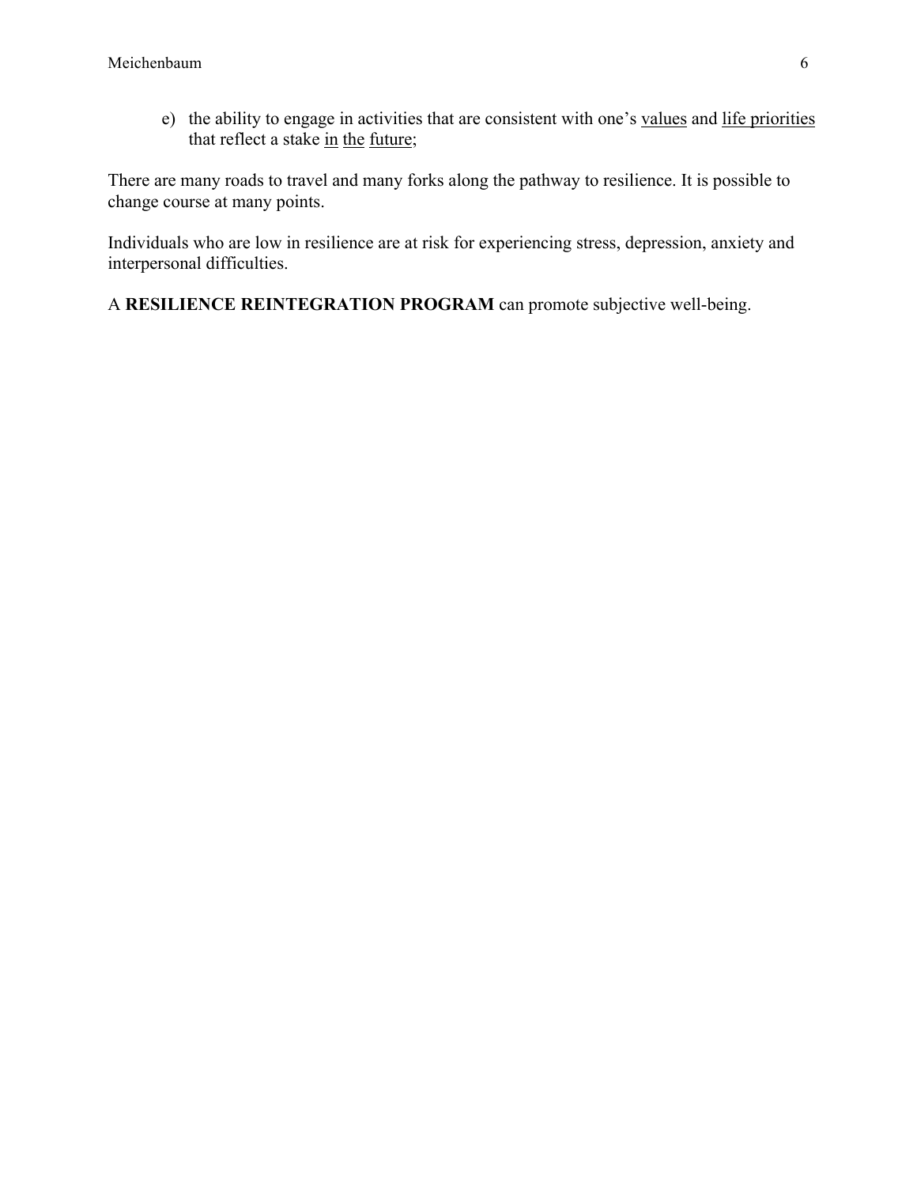e) the ability to engage in activities that are consistent with one's <u>values</u> and <u>life priorities</u> that reflect a stake <u>in</u> <u>the</u> <u>future</u>;

There are many roads to travel and many forks along the pathway to resilience. It is possible to change course at many points.

Individuals who are low in resilience are at risk for experiencing stress, depression, anxiety and interpersonal difficulties.

A **RESILIENCE REINTEGRATION PROGRAM** can promote subjective well-being.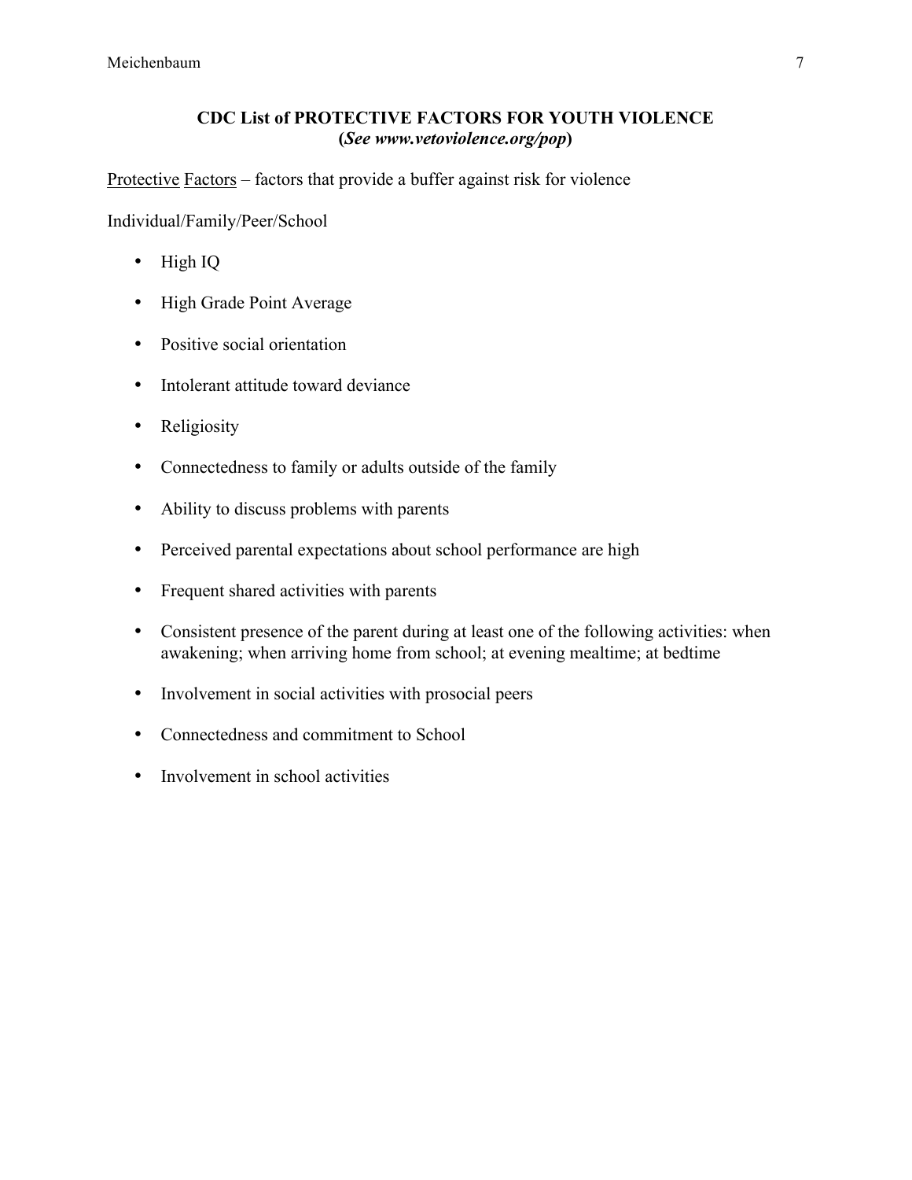**CDC List of PROTECTIVE FACTORS FOR YOUTH VIOLENCE**
**(*See www.vetoviolence.org/pop*)**

Protective Factors – factors that provide a buffer against risk for violence

Individual/Family/Peer/School

- High IQ
- High Grade Point Average
- Positive social orientation
- Intolerant attitude toward deviance
- Religiosity
- Connectedness to family or adults outside of the family
- Ability to discuss problems with parents
- Perceived parental expectations about school performance are high
- Frequent shared activities with parents
- Consistent presence of the parent during at least one of the following activities: when awakening; when arriving home from school; at evening mealtime; at bedtime
- Involvement in social activities with prosocial peers
- Connectedness and commitment to School
- Involvement in school activities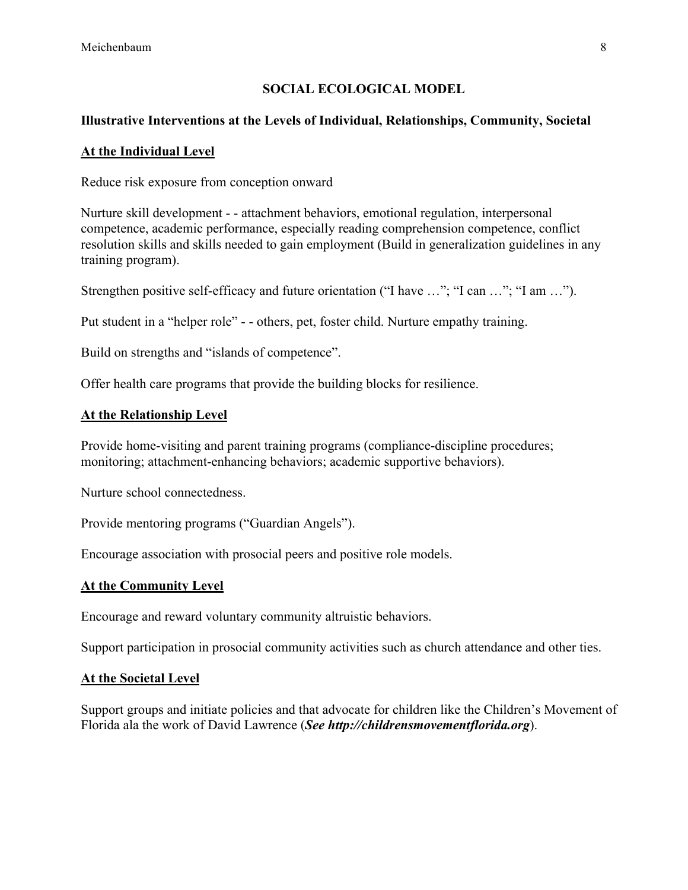## SOCIAL ECOLOGICAL MODEL

### Illustrative Interventions at the Levels of Individual, Relationships, Community, Societal

#### At the Individual Level

Reduce risk exposure from conception onward

Nurture skill development - - attachment behaviors, emotional regulation, interpersonal competence, academic performance, especially reading comprehension competence, conflict resolution skills and skills needed to gain employment (Build in generalization guidelines in any training program).

Strengthen positive self-efficacy and future orientation ("I have …"; "I can …"; "I am …").

Put student in a "helper role" - - others, pet, foster child. Nurture empathy training.

Build on strengths and "islands of competence".

Offer health care programs that provide the building blocks for resilience.

#### At the Relationship Level

Provide home-visiting and parent training programs (compliance-discipline procedures; monitoring; attachment-enhancing behaviors; academic supportive behaviors).

Nurture school connectedness.

Provide mentoring programs ("Guardian Angels").

Encourage association with prosocial peers and positive role models.

#### At the Community Level

Encourage and reward voluntary community altruistic behaviors.

Support participation in prosocial community activities such as church attendance and other ties.

#### At the Societal Level

Support groups and initiate policies and that advocate for children like the Children's Movement of Florida ala the work of David Lawrence (***See http://childrensmovementflorida.org***).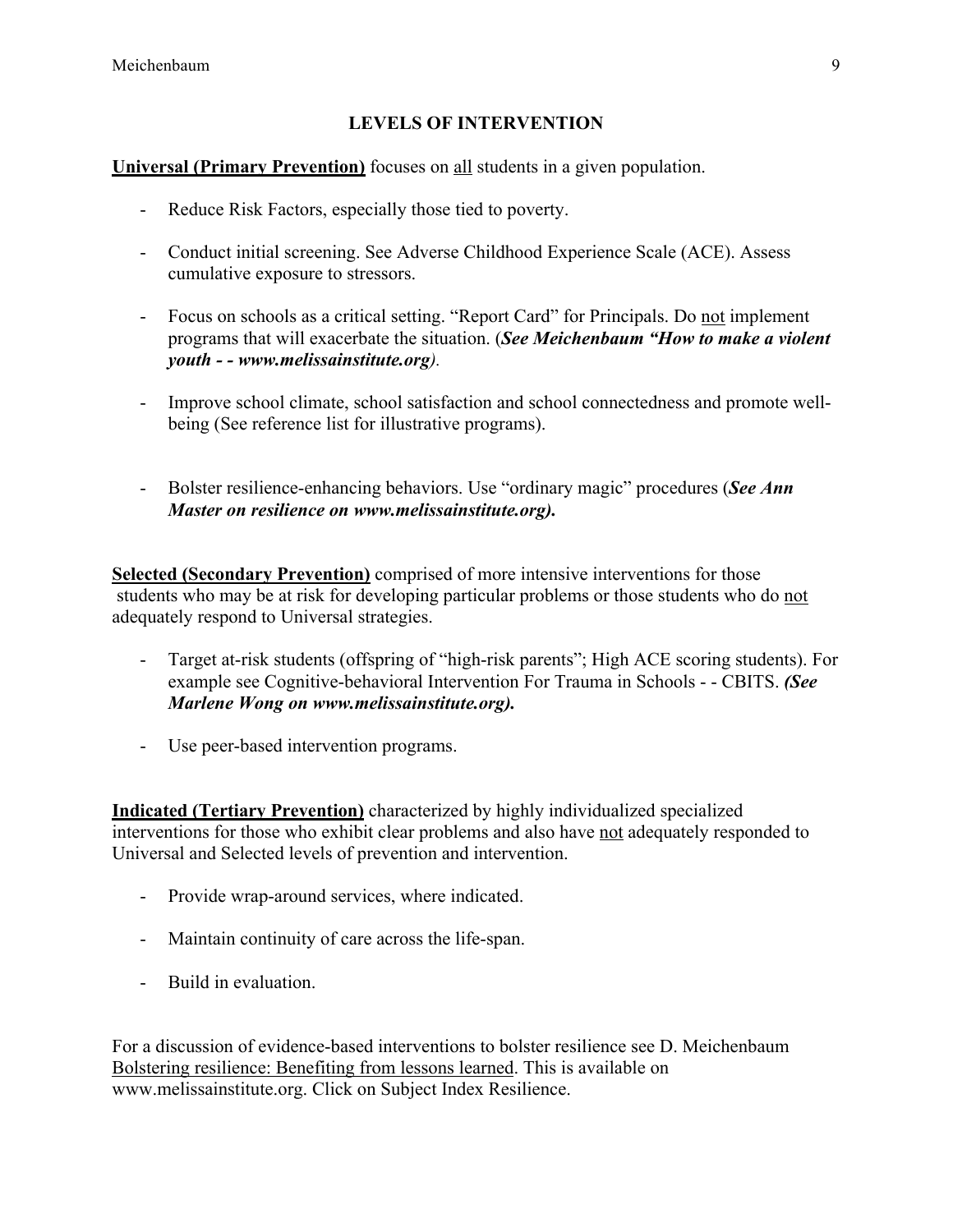## LEVELS OF INTERVENTION

**Universal (Primary Prevention)** focuses on all students in a given population.

- Reduce Risk Factors, especially those tied to poverty.
- Conduct initial screening. See Adverse Childhood Experience Scale (ACE). Assess cumulative exposure to stressors.
- Focus on schools as a critical setting. "Report Card" for Principals. Do not implement programs that will exacerbate the situation. (***See Meichenbaum "How to make a violent youth - - www.melissainstitute.org***).
- Improve school climate, school satisfaction and school connectedness and promote well-being (See reference list for illustrative programs).
- Bolster resilience-enhancing behaviors. Use "ordinary magic" procedures (***See Ann Master on resilience on www.melissainstitute.org).***

**Selected (Secondary Prevention)** comprised of more intensive interventions for those students who may be at risk for developing particular problems or those students who do not adequately respond to Universal strategies.

- Target at-risk students (offspring of "high-risk parents"; High ACE scoring students). For example see Cognitive-behavioral Intervention For Trauma in Schools - - CBITS. ***(See Marlene Wong on www.melissainstitute.org).***
- Use peer-based intervention programs.

**Indicated (Tertiary Prevention)** characterized by highly individualized specialized interventions for those who exhibit clear problems and also have not adequately responded to Universal and Selected levels of prevention and intervention.

- Provide wrap-around services, where indicated.
- Maintain continuity of care across the life-span.
- Build in evaluation.

For a discussion of evidence-based interventions to bolster resilience see D. Meichenbaum Bolstering resilience: Benefiting from lessons learned. This is available on www.melissainstitute.org. Click on Subject Index Resilience.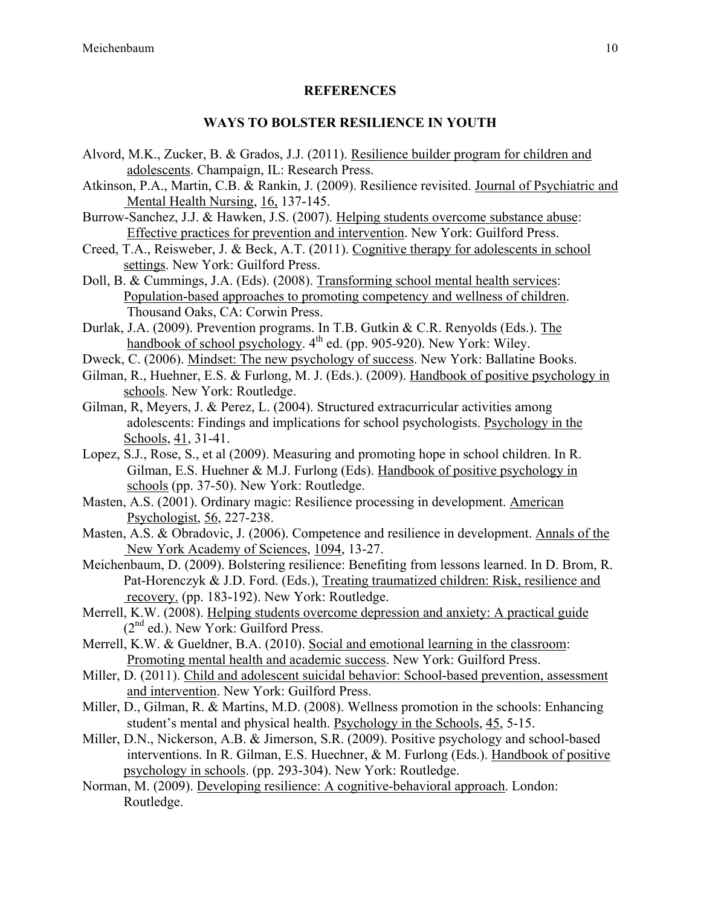## REFERENCES

### WAYS TO BOLSTER RESILIENCE IN YOUTH

Alvord, M.K., Zucker, B. & Grados, J.J. (2011). Resilience builder program for children and adolescents. Champaign, IL: Research Press.

Atkinson, P.A., Martin, C.B. & Rankin, J. (2009). Resilience revisited. Journal of Psychiatric and Mental Health Nursing, 16, 137-145.

Burrow-Sanchez, J.J. & Hawken, J.S. (2007). Helping students overcome substance abuse: Effective practices for prevention and intervention. New York: Guilford Press.

Creed, T.A., Reisweber, J. & Beck, A.T. (2011). Cognitive therapy for adolescents in school settings. New York: Guilford Press.

Doll, B. & Cummings, J.A. (Eds). (2008). Transforming school mental health services: Population-based approaches to promoting competency and wellness of children. Thousand Oaks, CA: Corwin Press.

Durlak, J.A. (2009). Prevention programs. In T.B. Gutkin & C.R. Renyolds (Eds.). The handbook of school psychology. 4th ed. (pp. 905-920). New York: Wiley.

Dweck, C. (2006). Mindset: The new psychology of success. New York: Ballatine Books.

Gilman, R., Huehner, E.S. & Furlong, M. J. (Eds.). (2009). Handbook of positive psychology in schools. New York: Routledge.

Gilman, R, Meyers, J. & Perez, L. (2004). Structured extracurricular activities among adolescents: Findings and implications for school psychologists. Psychology in the Schools, 41, 31-41.

Lopez, S.J., Rose, S., et al (2009). Measuring and promoting hope in school children. In R. Gilman, E.S. Huehner & M.J. Furlong (Eds). Handbook of positive psychology in schools (pp. 37-50). New York: Routledge.

Masten, A.S. (2001). Ordinary magic: Resilience processing in development. American Psychologist, 56, 227-238.

Masten, A.S. & Obradovic, J. (2006). Competence and resilience in development. Annals of the New York Academy of Sciences, 1094, 13-27.

Meichenbaum, D. (2009). Bolstering resilience: Benefiting from lessons learned. In D. Brom, R. Pat-Horenczyk & J.D. Ford. (Eds.), Treating traumatized children: Risk, resilience and recovery. (pp. 183-192). New York: Routledge.

Merrell, K.W. (2008). Helping students overcome depression and anxiety: A practical guide (2nd ed.). New York: Guilford Press.

Merrell, K.W. & Gueldner, B.A. (2010). Social and emotional learning in the classroom: Promoting mental health and academic success. New York: Guilford Press.

Miller, D. (2011). Child and adolescent suicidal behavior: School-based prevention, assessment and intervention. New York: Guilford Press.

Miller, D., Gilman, R. & Martins, M.D. (2008). Wellness promotion in the schools: Enhancing student's mental and physical health. Psychology in the Schools, 45, 5-15.

Miller, D.N., Nickerson, A.B. & Jimerson, S.R. (2009). Positive psychology and school-based interventions. In R. Gilman, E.S. Huechner, & M. Furlong (Eds.). Handbook of positive psychology in schools. (pp. 293-304). New York: Routledge.

Norman, M. (2009). Developing resilience: A cognitive-behavioral approach. London: Routledge.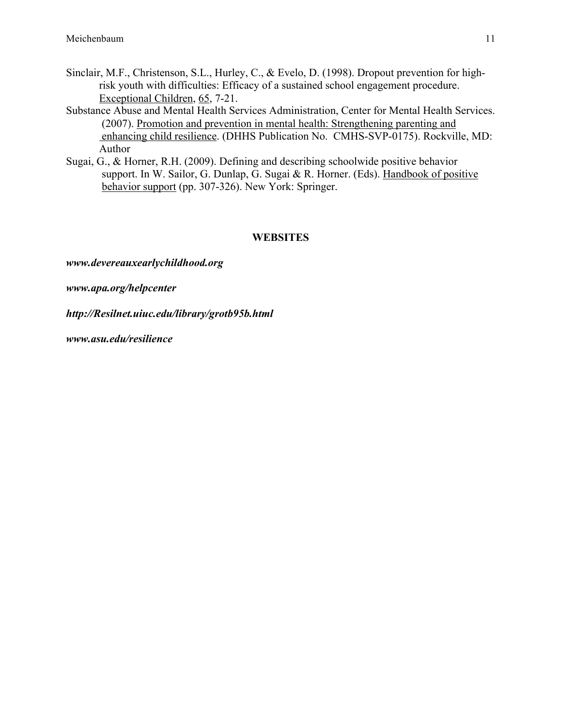Sinclair, M.F., Christenson, S.L., Hurley, C., & Evelo, D. (1998). Dropout prevention for high-risk youth with difficulties: Efficacy of a sustained school engagement procedure. Exceptional Children, 65, 7-21.

Substance Abuse and Mental Health Services Administration, Center for Mental Health Services. (2007). Promotion and prevention in mental health: Strengthening parenting and enhancing child resilience. (DHHS Publication No. CMHS-SVP-0175). Rockville, MD: Author

Sugai, G., & Horner, R.H. (2009). Defining and describing schoolwide positive behavior support. In W. Sailor, G. Dunlap, G. Sugai & R. Horner. (Eds). Handbook of positive behavior support (pp. 307-326). New York: Springer.

## WEBSITES

***www.devereauxearlychildhood.org***

***www.apa.org/helpcenter***

***http://Resilnet.uiuc.edu/library/grotb95b.html***

***www.asu.edu/resilience***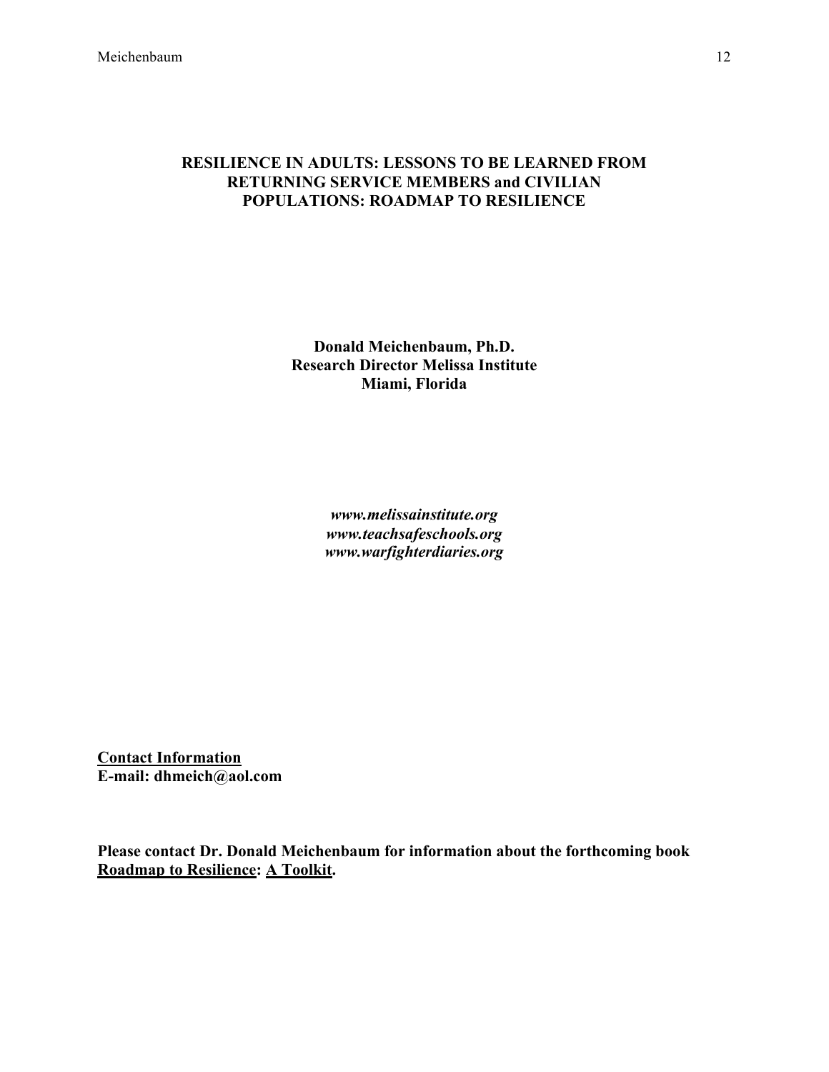# RESILIENCE IN ADULTS: LESSONS TO BE LEARNED FROM RETURNING SERVICE MEMBERS and CIVILIAN POPULATIONS: ROADMAP TO RESILIENCE

**Donald Meichenbaum, Ph.D.**
**Research Director Melissa Institute**
**Miami, Florida**

***www.melissainstitute.org***
***www.teachsafeschools.org***
***www.warfighterdiaries.org***

**<u>Contact Information</u>**
**E-mail: dhmeich@aol.com**

**Please contact Dr. Donald Meichenbaum for information about the forthcoming book <u>Roadmap to Resilience</u>: <u>A Toolkit</u>.**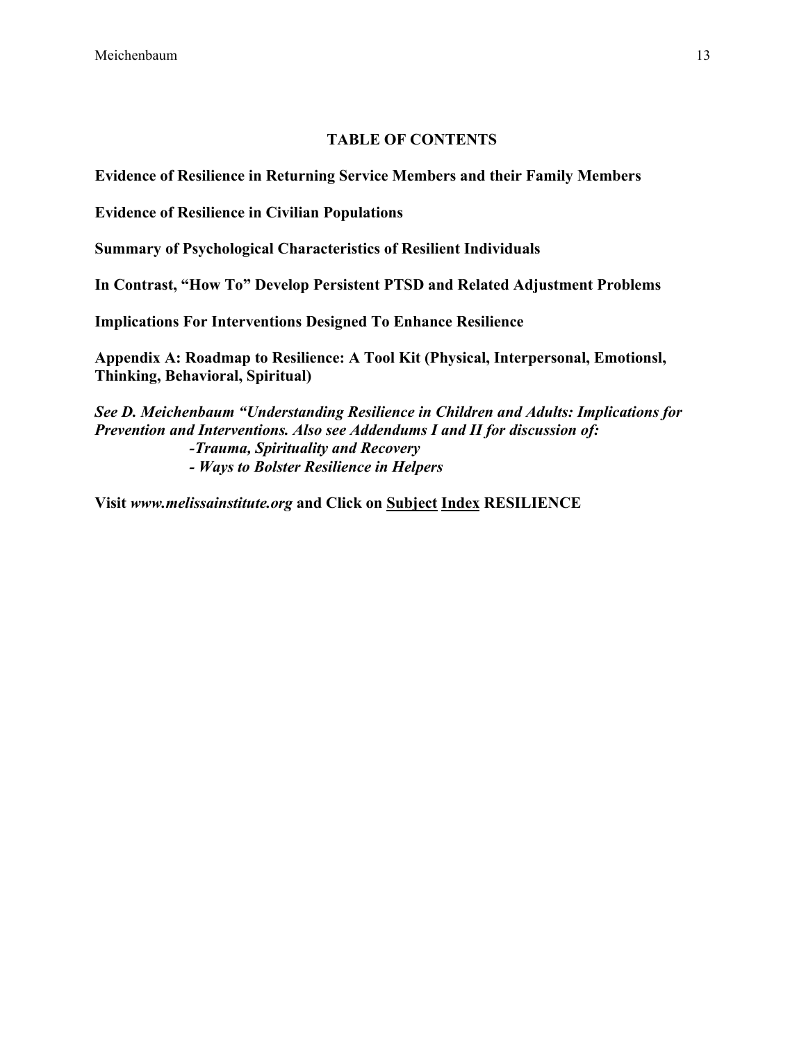## TABLE OF CONTENTS

**Evidence of Resilience in Returning Service Members and their Family Members**

**Evidence of Resilience in Civilian Populations**

**Summary of Psychological Characteristics of Resilient Individuals**

**In Contrast, "How To" Develop Persistent PTSD and Related Adjustment Problems**

**Implications For Interventions Designed To Enhance Resilience**

**Appendix A: Roadmap to Resilience: A Tool Kit (Physical, Interpersonal, Emotionsl, Thinking, Behavioral, Spiritual)**

***See D. Meichenbaum "Understanding Resilience in Children and Adults: Implications for Prevention and Interventions. Also see Addendums I and II for discussion of:***

***-Trauma, Spirituality and Recovery***

***- Ways to Bolster Resilience in Helpers***

**Visit *www.melissainstitute.org* and Click on <u>Subject</u> <u>Index</u> RESILIENCE**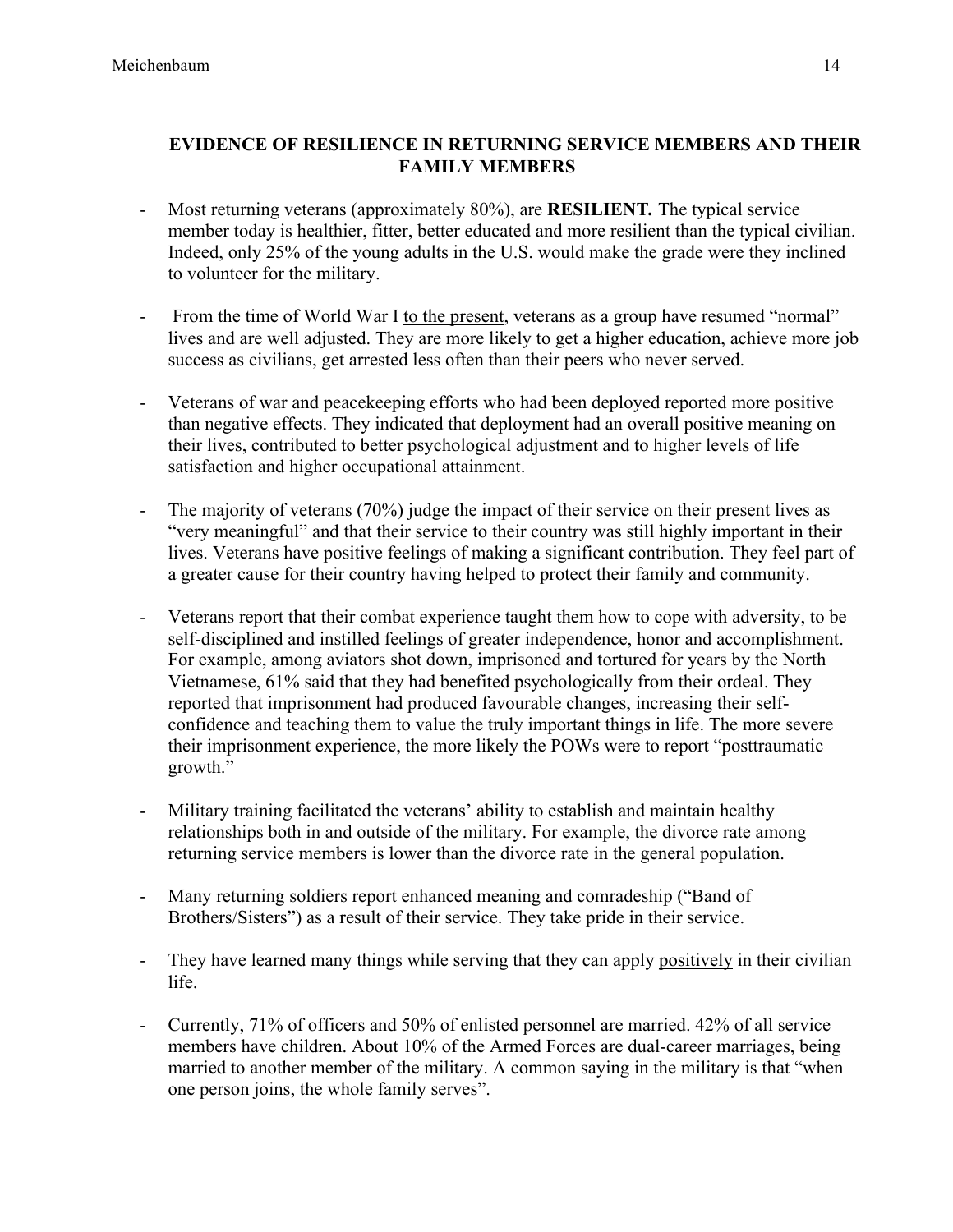## EVIDENCE OF RESILIENCE IN RETURNING SERVICE MEMBERS AND THEIR FAMILY MEMBERS

- Most returning veterans (approximately 80%), are **RESILIENT.** The typical service member today is healthier, fitter, better educated and more resilient than the typical civilian. Indeed, only 25% of the young adults in the U.S. would make the grade were they inclined to volunteer for the military.

- From the time of World War I <u>to the present</u>, veterans as a group have resumed "normal" lives and are well adjusted. They are more likely to get a higher education, achieve more job success as civilians, get arrested less often than their peers who never served.

- Veterans of war and peacekeeping efforts who had been deployed reported <u>more positive</u> than negative effects. They indicated that deployment had an overall positive meaning on their lives, contributed to better psychological adjustment and to higher levels of life satisfaction and higher occupational attainment.

- The majority of veterans (70%) judge the impact of their service on their present lives as "very meaningful" and that their service to their country was still highly important in their lives. Veterans have positive feelings of making a significant contribution. They feel part of a greater cause for their country having helped to protect their family and community.

- Veterans report that their combat experience taught them how to cope with adversity, to be self-disciplined and instilled feelings of greater independence, honor and accomplishment. For example, among aviators shot down, imprisoned and tortured for years by the North Vietnamese, 61% said that they had benefited psychologically from their ordeal. They reported that imprisonment had produced favourable changes, increasing their self-confidence and teaching them to value the truly important things in life. The more severe their imprisonment experience, the more likely the POWs were to report "posttraumatic growth."

- Military training facilitated the veterans' ability to establish and maintain healthy relationships both in and outside of the military. For example, the divorce rate among returning service members is lower than the divorce rate in the general population.

- Many returning soldiers report enhanced meaning and comradeship ("Band of Brothers/Sisters") as a result of their service. They <u>take pride</u> in their service.

- They have learned many things while serving that they can apply <u>positively</u> in their civilian life.

- Currently, 71% of officers and 50% of enlisted personnel are married. 42% of all service members have children. About 10% of the Armed Forces are dual-career marriages, being married to another member of the military. A common saying in the military is that "when one person joins, the whole family serves".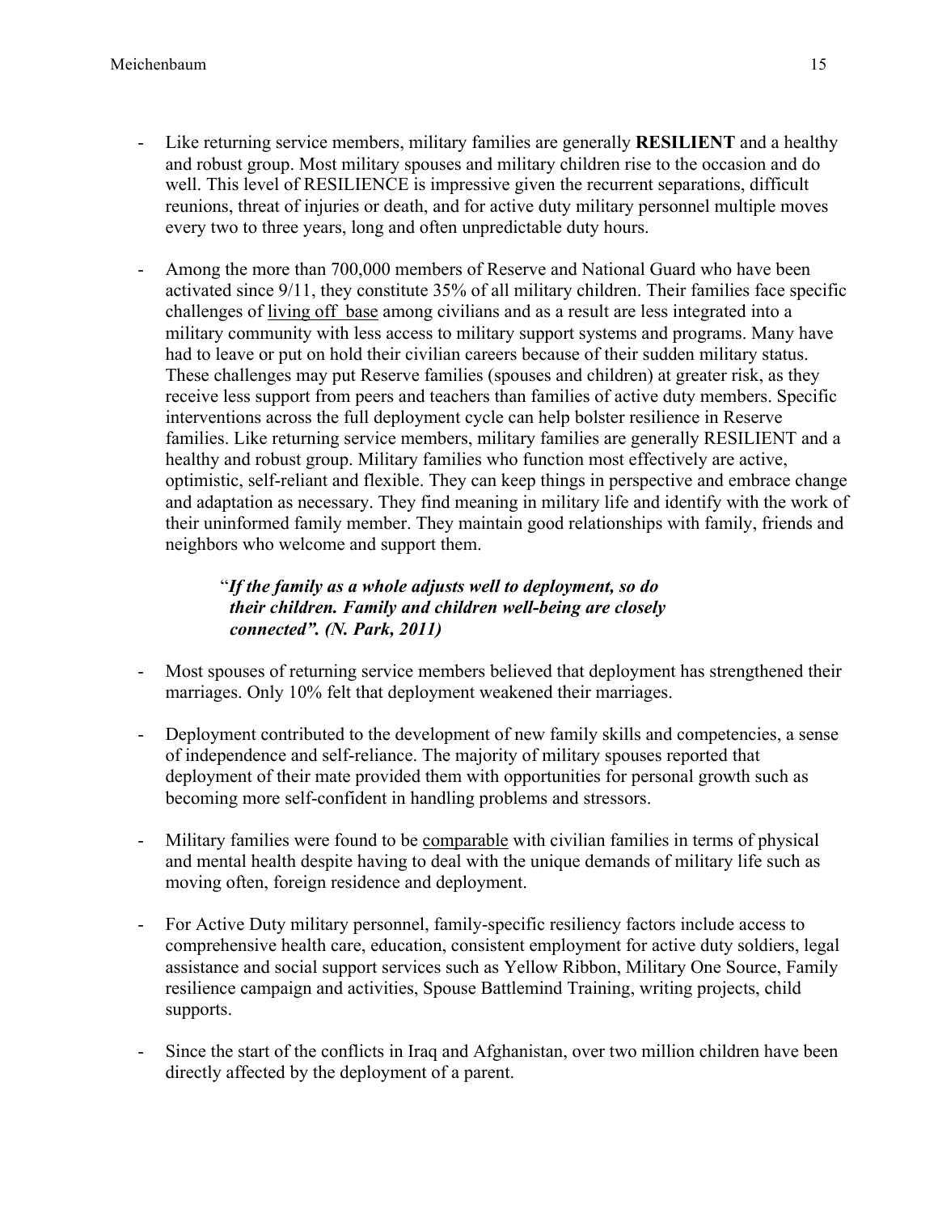- Like returning service members, military families are generally **RESILIENT** and a healthy and robust group. Most military spouses and military children rise to the occasion and do well. This level of RESILIENCE is impressive given the recurrent separations, difficult reunions, threat of injuries or death, and for active duty military personnel multiple moves every two to three years, long and often unpredictable duty hours.

- Among the more than 700,000 members of Reserve and National Guard who have been activated since 9/11, they constitute 35% of all military children. Their families face specific challenges of <u>living off base</u> among civilians and as a result are less integrated into a military community with less access to military support systems and programs. Many have had to leave or put on hold their civilian careers because of their sudden military status. These challenges may put Reserve families (spouses and children) at greater risk, as they receive less support from peers and teachers than families of active duty members. Specific interventions across the full deployment cycle can help bolster resilience in Reserve families. Like returning service members, military families are generally RESILIENT and a healthy and robust group. Military families who function most effectively are active, optimistic, self-reliant and flexible. They can keep things in perspective and embrace change and adaptation as necessary. They find meaning in military life and identify with the work of their uninformed family member. They maintain good relationships with family, friends and neighbors who welcome and support them.

> "***If the family as a whole adjusts well to deployment, so do their children. Family and children well-being are closely connected". (N. Park, 2011)***

- Most spouses of returning service members believed that deployment has strengthened their marriages. Only 10% felt that deployment weakened their marriages.

- Deployment contributed to the development of new family skills and competencies, a sense of independence and self-reliance. The majority of military spouses reported that deployment of their mate provided them with opportunities for personal growth such as becoming more self-confident in handling problems and stressors.

- Military families were found to be <u>comparable</u> with civilian families in terms of physical and mental health despite having to deal with the unique demands of military life such as moving often, foreign residence and deployment.

- For Active Duty military personnel, family-specific resiliency factors include access to comprehensive health care, education, consistent employment for active duty soldiers, legal assistance and social support services such as Yellow Ribbon, Military One Source, Family resilience campaign and activities, Spouse Battlemind Training, writing projects, child supports.

- Since the start of the conflicts in Iraq and Afghanistan, over two million children have been directly affected by the deployment of a parent.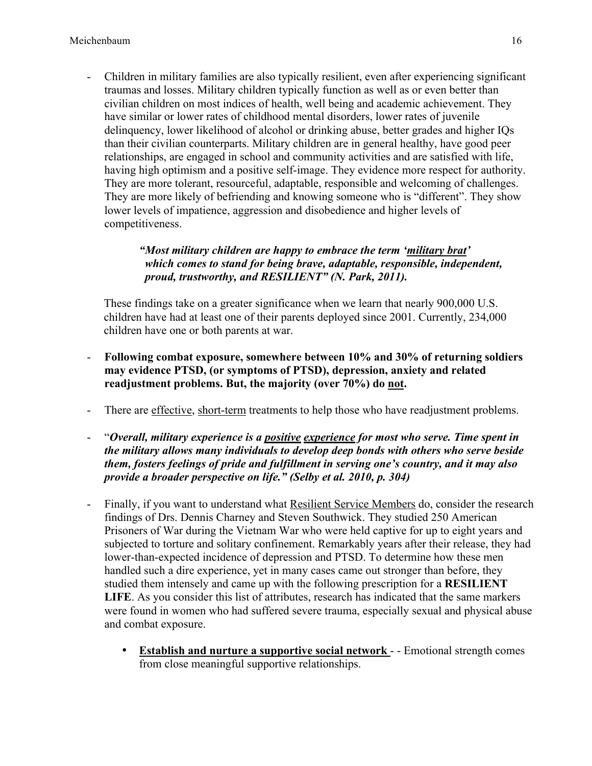- Children in military families are also typically resilient, even after experiencing significant traumas and losses. Military children typically function as well as or even better than civilian children on most indices of health, well being and academic achievement. They have similar or lower rates of childhood mental disorders, lower rates of juvenile delinquency, lower likelihood of alcohol or drinking abuse, better grades and higher IQs than their civilian counterparts. Military children are in general healthy, have good peer relationships, are engaged in school and community activities and are satisfied with life, having high optimism and a positive self-image. They evidence more respect for authority. They are more tolerant, resourceful, adaptable, responsible and welcoming of challenges. They are more likely of befriending and knowing someone who is "different". They show lower levels of impatience, aggression and disobedience and higher levels of competitiveness.

  > ***"Most military children are happy to embrace the term '<u>military brat</u>' which comes to stand for being brave, adaptable, responsible, independent, proud, trustworthy, and RESILIENT" (N. Park, 2011).***

  These findings take on a greater significance when we learn that nearly 900,000 U.S. children have had at least one of their parents deployed since 2001. Currently, 234,000 children have one or both parents at war.

- **Following combat exposure, somewhere between 10% and 30% of returning soldiers may evidence PTSD, (or symptoms of PTSD), depression, anxiety and related readjustment problems. But, the majority (over 70%) do <u>not</u>.**

- There are <u>effective</u>, <u>short-term</u> treatments to help those who have readjustment problems.

- "***Overall, military experience is a <u>positive</u> <u>experience</u> for most who serve. Time spent in the military allows many individuals to develop deep bonds with others who serve beside them, fosters feelings of pride and fulfillment in serving one's country, and it may also provide a broader perspective on life." (Selby et al. 2010, p. 304)***

- Finally, if you want to understand what <u>Resilient Service Members</u> do, consider the research findings of Drs. Dennis Charney and Steven Southwick. They studied 250 American Prisoners of War during the Vietnam War who were held captive for up to eight years and subjected to torture and solitary confinement. Remarkably years after their release, they had lower-than-expected incidence of depression and PTSD. To determine how these men handled such a dire experience, yet in many cases came out stronger than before, they studied them intensely and came up with the following prescription for a **RESILIENT LIFE**. As you consider this list of attributes, research has indicated that the same markers were found in women who had suffered severe trauma, especially sexual and physical abuse and combat exposure.

  - **<u>Establish and nurture a supportive social network</u>** - - Emotional strength comes from close meaningful supportive relationships.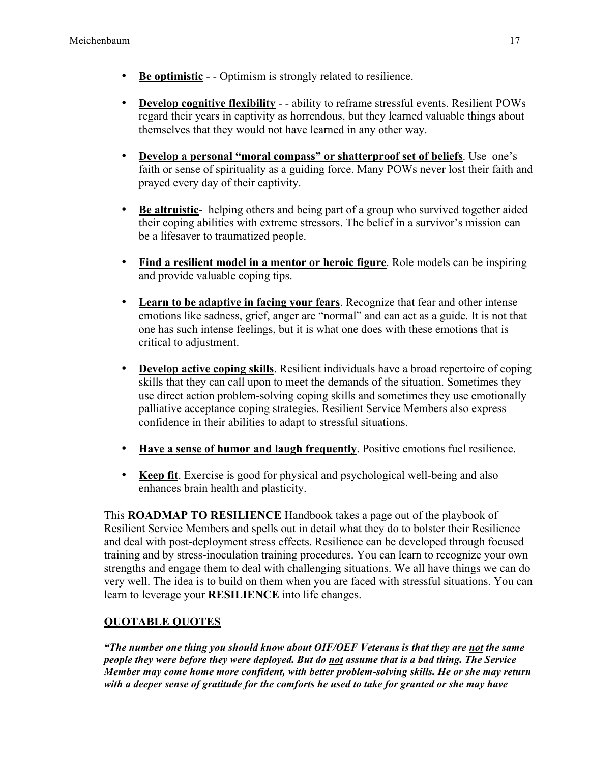- **Be optimistic** - - Optimism is strongly related to resilience.

- **Develop cognitive flexibility** - - ability to reframe stressful events. Resilient POWs regard their years in captivity as horrendous, but they learned valuable things about themselves that they would not have learned in any other way.

- **Develop a personal "moral compass" or shatterproof set of beliefs**. Use one's faith or sense of spirituality as a guiding force. Many POWs never lost their faith and prayed every day of their captivity.

- **Be altruistic**- helping others and being part of a group who survived together aided their coping abilities with extreme stressors. The belief in a survivor's mission can be a lifesaver to traumatized people.

- **Find a resilient model in a mentor or heroic figure**. Role models can be inspiring and provide valuable coping tips.

- **Learn to be adaptive in facing your fears**. Recognize that fear and other intense emotions like sadness, grief, anger are "normal" and can act as a guide. It is not that one has such intense feelings, but it is what one does with these emotions that is critical to adjustment.

- **Develop active coping skills**. Resilient individuals have a broad repertoire of coping skills that they can call upon to meet the demands of the situation. Sometimes they use direct action problem-solving coping skills and sometimes they use emotionally palliative acceptance coping strategies. Resilient Service Members also express confidence in their abilities to adapt to stressful situations.

- **Have a sense of humor and laugh frequently**. Positive emotions fuel resilience.

- **Keep fit**. Exercise is good for physical and psychological well-being and also enhances brain health and plasticity.

This **ROADMAP TO RESILIENCE** Handbook takes a page out of the playbook of Resilient Service Members and spells out in detail what they do to bolster their Resilience and deal with post-deployment stress effects. Resilience can be developed through focused training and by stress-inoculation training procedures. You can learn to recognize your own strengths and engage them to deal with challenging situations. We all have things we can do very well. The idea is to build on them when you are faced with stressful situations. You can learn to leverage your **RESILIENCE** into life changes.

## QUOTABLE QUOTES

***"The number one thing you should know about OIF/OEF Veterans is that they are not the same people they were before they were deployed. But do not assume that is a bad thing. The Service Member may come home more confident, with better problem-solving skills. He or she may return with a deeper sense of gratitude for the comforts he used to take for granted or she may have***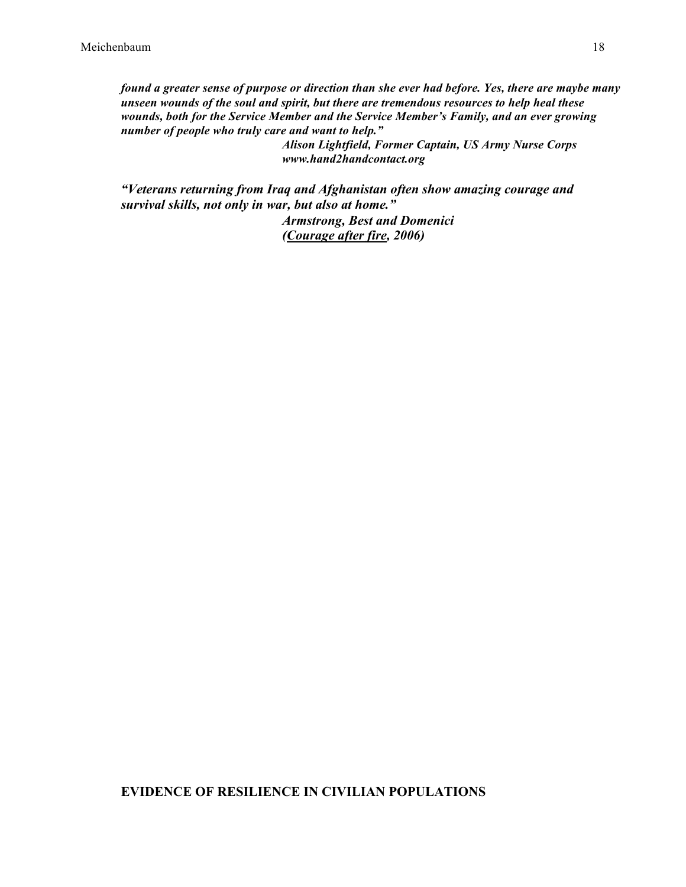***found a greater sense of purpose or direction than she ever had before. Yes, there are maybe many unseen wounds of the soul and spirit, but there are tremendous resources to help heal these wounds, both for the Service Member and the Service Member's Family, and an ever growing number of people who truly care and want to help."***

> ***Alison Lightfield, Former Captain, US Army Nurse Corps***
> ***www.hand2handcontact.org***

***"Veterans returning from Iraq and Afghanistan often show amazing courage and survival skills, not only in war, but also at home."***

> ***Armstrong, Best and Domenici***
> ***(Courage after fire, 2006)***

## EVIDENCE OF RESILIENCE IN CIVILIAN POPULATIONS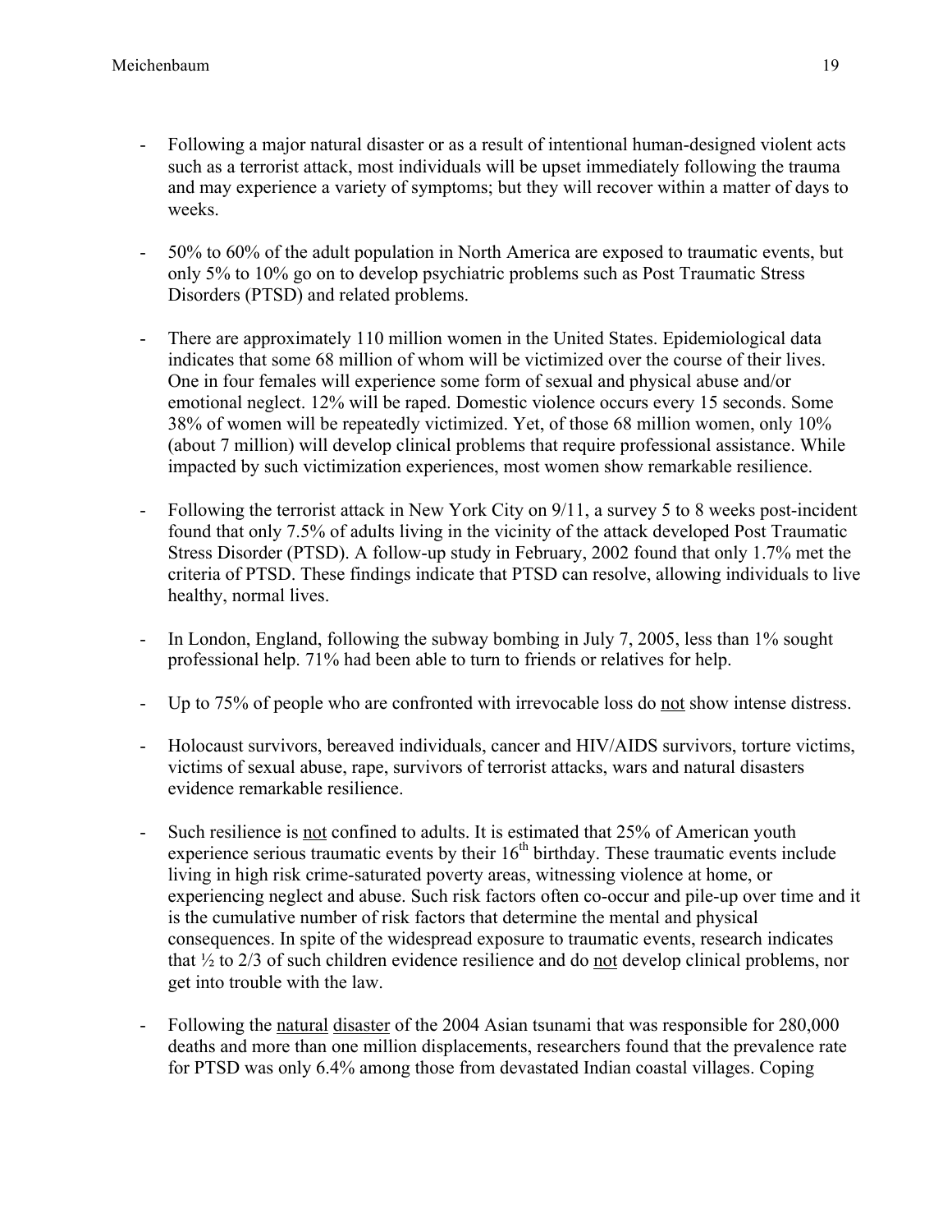- Following a major natural disaster or as a result of intentional human-designed violent acts such as a terrorist attack, most individuals will be upset immediately following the trauma and may experience a variety of symptoms; but they will recover within a matter of days to weeks.

- 50% to 60% of the adult population in North America are exposed to traumatic events, but only 5% to 10% go on to develop psychiatric problems such as Post Traumatic Stress Disorders (PTSD) and related problems.

- There are approximately 110 million women in the United States. Epidemiological data indicates that some 68 million of whom will be victimized over the course of their lives. One in four females will experience some form of sexual and physical abuse and/or emotional neglect. 12% will be raped. Domestic violence occurs every 15 seconds. Some 38% of women will be repeatedly victimized. Yet, of those 68 million women, only 10% (about 7 million) will develop clinical problems that require professional assistance. While impacted by such victimization experiences, most women show remarkable resilience.

- Following the terrorist attack in New York City on 9/11, a survey 5 to 8 weeks post-incident found that only 7.5% of adults living in the vicinity of the attack developed Post Traumatic Stress Disorder (PTSD). A follow-up study in February, 2002 found that only 1.7% met the criteria of PTSD. These findings indicate that PTSD can resolve, allowing individuals to live healthy, normal lives.

- In London, England, following the subway bombing in July 7, 2005, less than 1% sought professional help. 71% had been able to turn to friends or relatives for help.

- Up to 75% of people who are confronted with irrevocable loss do <u>not</u> show intense distress.

- Holocaust survivors, bereaved individuals, cancer and HIV/AIDS survivors, torture victims, victims of sexual abuse, rape, survivors of terrorist attacks, wars and natural disasters evidence remarkable resilience.

- Such resilience is <u>not</u> confined to adults. It is estimated that 25% of American youth experience serious traumatic events by their 16th birthday. These traumatic events include living in high risk crime-saturated poverty areas, witnessing violence at home, or experiencing neglect and abuse. Such risk factors often co-occur and pile-up over time and it is the cumulative number of risk factors that determine the mental and physical consequences. In spite of the widespread exposure to traumatic events, research indicates that ½ to 2/3 of such children evidence resilience and do <u>not</u> develop clinical problems, nor get into trouble with the law.

- Following the <u>natural</u> <u>disaster</u> of the 2004 Asian tsunami that was responsible for 280,000 deaths and more than one million displacements, researchers found that the prevalence rate for PTSD was only 6.4% among those from devastated Indian coastal villages. Coping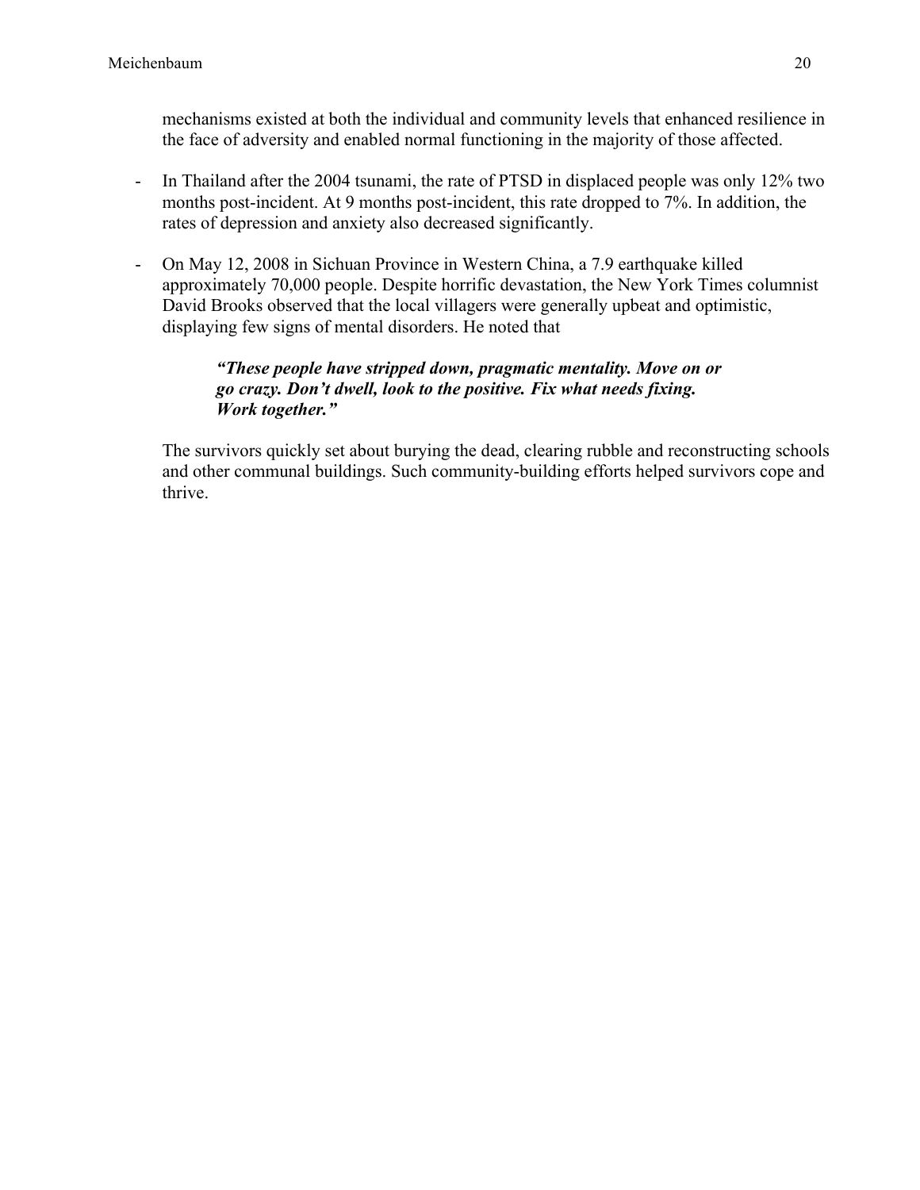mechanisms existed at both the individual and community levels that enhanced resilience in the face of adversity and enabled normal functioning in the majority of those affected.

- In Thailand after the 2004 tsunami, the rate of PTSD in displaced people was only 12% two months post-incident. At 9 months post-incident, this rate dropped to 7%. In addition, the rates of depression and anxiety also decreased significantly.

- On May 12, 2008 in Sichuan Province in Western China, a 7.9 earthquake killed approximately 70,000 people. Despite horrific devastation, the New York Times columnist David Brooks observed that the local villagers were generally upbeat and optimistic, displaying few signs of mental disorders. He noted that

  > ***"These people have stripped down, pragmatic mentality. Move on or go crazy. Don't dwell, look to the positive. Fix what needs fixing. Work together."***

  The survivors quickly set about burying the dead, clearing rubble and reconstructing schools and other communal buildings. Such community-building efforts helped survivors cope and thrive.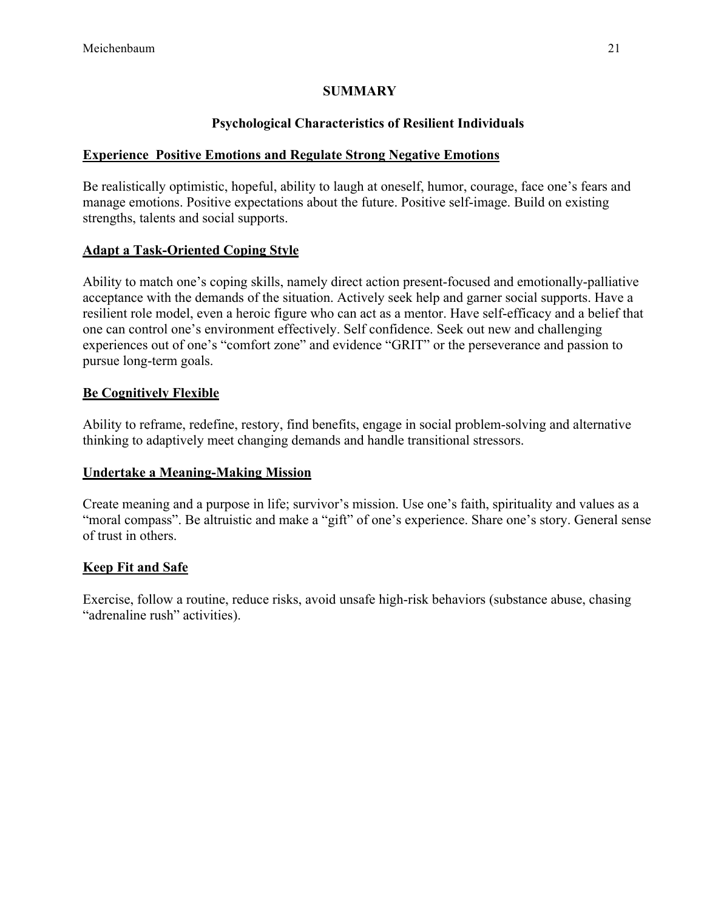## SUMMARY

### Psychological Characteristics of Resilient Individuals

**Experience Positive Emotions and Regulate Strong Negative Emotions**

Be realistically optimistic, hopeful, ability to laugh at oneself, humor, courage, face one's fears and manage emotions. Positive expectations about the future. Positive self-image. Build on existing strengths, talents and social supports.

**Adapt a Task-Oriented Coping Style**

Ability to match one's coping skills, namely direct action present-focused and emotionally-palliative acceptance with the demands of the situation. Actively seek help and garner social supports. Have a resilient role model, even a heroic figure who can act as a mentor. Have self-efficacy and a belief that one can control one's environment effectively. Self confidence. Seek out new and challenging experiences out of one's "comfort zone" and evidence "GRIT" or the perseverance and passion to pursue long-term goals.

**Be Cognitively Flexible**

Ability to reframe, redefine, restory, find benefits, engage in social problem-solving and alternative thinking to adaptively meet changing demands and handle transitional stressors.

**Undertake a Meaning-Making Mission**

Create meaning and a purpose in life; survivor's mission. Use one's faith, spirituality and values as a "moral compass". Be altruistic and make a "gift" of one's experience. Share one's story. General sense of trust in others.

**Keep Fit and Safe**

Exercise, follow a routine, reduce risks, avoid unsafe high-risk behaviors (substance abuse, chasing "adrenaline rush" activities).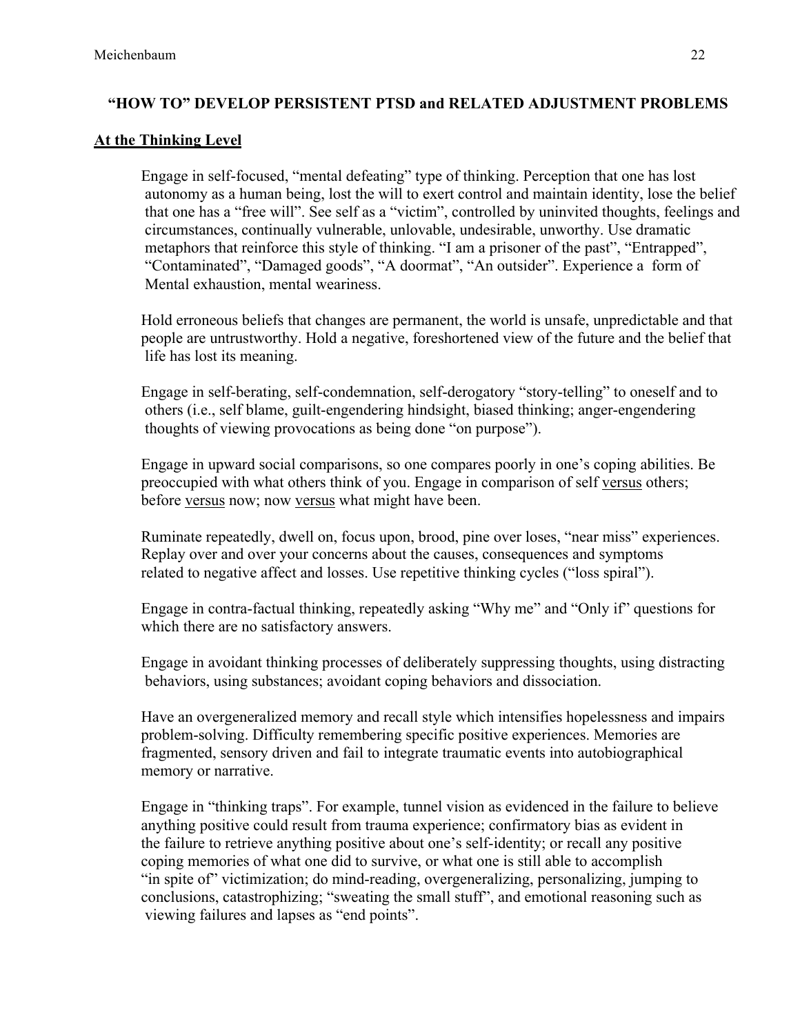## "HOW TO" DEVELOP PERSISTENT PTSD and RELATED ADJUSTMENT PROBLEMS

### At the Thinking Level

Engage in self-focused, "mental defeating" type of thinking. Perception that one has lost autonomy as a human being, lost the will to exert control and maintain identity, lose the belief that one has a "free will". See self as a "victim", controlled by uninvited thoughts, feelings and circumstances, continually vulnerable, unlovable, undesirable, unworthy. Use dramatic metaphors that reinforce this style of thinking. "I am a prisoner of the past", "Entrapped", "Contaminated", "Damaged goods", "A doormat", "An outsider". Experience a form of Mental exhaustion, mental weariness.

Hold erroneous beliefs that changes are permanent, the world is unsafe, unpredictable and that people are untrustworthy. Hold a negative, foreshortened view of the future and the belief that life has lost its meaning.

Engage in self-berating, self-condemnation, self-derogatory "story-telling" to oneself and to others (i.e., self blame, guilt-engendering hindsight, biased thinking; anger-engendering thoughts of viewing provocations as being done "on purpose").

Engage in upward social comparisons, so one compares poorly in one's coping abilities. Be preoccupied with what others think of you. Engage in comparison of self <u>versus</u> others; before <u>versus</u> now; now <u>versus</u> what might have been.

Ruminate repeatedly, dwell on, focus upon, brood, pine over loses, "near miss" experiences. Replay over and over your concerns about the causes, consequences and symptoms related to negative affect and losses. Use repetitive thinking cycles ("loss spiral").

Engage in contra-factual thinking, repeatedly asking "Why me" and "Only if" questions for which there are no satisfactory answers.

Engage in avoidant thinking processes of deliberately suppressing thoughts, using distracting behaviors, using substances; avoidant coping behaviors and dissociation.

Have an overgeneralized memory and recall style which intensifies hopelessness and impairs problem-solving. Difficulty remembering specific positive experiences. Memories are fragmented, sensory driven and fail to integrate traumatic events into autobiographical memory or narrative.

Engage in "thinking traps". For example, tunnel vision as evidenced in the failure to believe anything positive could result from trauma experience; confirmatory bias as evident in the failure to retrieve anything positive about one's self-identity; or recall any positive coping memories of what one did to survive, or what one is still able to accomplish "in spite of" victimization; do mind-reading, overgeneralizing, personalizing, jumping to conclusions, catastrophizing; "sweating the small stuff", and emotional reasoning such as viewing failures and lapses as "end points".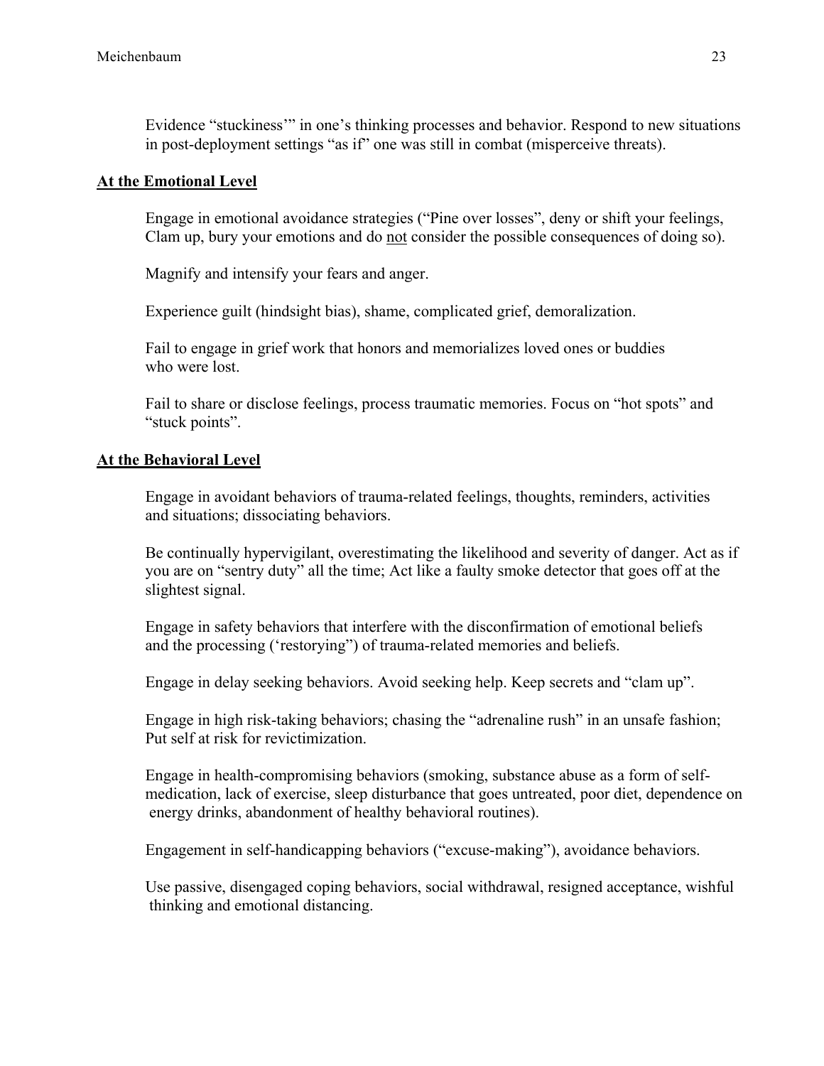Evidence "stuckiness'" in one's thinking processes and behavior. Respond to new situations in post-deployment settings "as if" one was still in combat (misperceive threats).

**<u>At the Emotional Level</u>**

Engage in emotional avoidance strategies ("Pine over losses", deny or shift your feelings, Clam up, bury your emotions and do <u>not</u> consider the possible consequences of doing so).

Magnify and intensify your fears and anger.

Experience guilt (hindsight bias), shame, complicated grief, demoralization.

Fail to engage in grief work that honors and memorializes loved ones or buddies who were lost.

Fail to share or disclose feelings, process traumatic memories. Focus on "hot spots" and "stuck points".

**<u>At the Behavioral Level</u>**

Engage in avoidant behaviors of trauma-related feelings, thoughts, reminders, activities and situations; dissociating behaviors.

Be continually hypervigilant, overestimating the likelihood and severity of danger. Act as if you are on "sentry duty" all the time; Act like a faulty smoke detector that goes off at the slightest signal.

Engage in safety behaviors that interfere with the disconfirmation of emotional beliefs and the processing ('restorying") of trauma-related memories and beliefs.

Engage in delay seeking behaviors. Avoid seeking help. Keep secrets and "clam up".

Engage in high risk-taking behaviors; chasing the "adrenaline rush" in an unsafe fashion; Put self at risk for revictimization.

Engage in health-compromising behaviors (smoking, substance abuse as a form of self-medication, lack of exercise, sleep disturbance that goes untreated, poor diet, dependence on energy drinks, abandonment of healthy behavioral routines).

Engagement in self-handicapping behaviors ("excuse-making"), avoidance behaviors.

Use passive, disengaged coping behaviors, social withdrawal, resigned acceptance, wishful thinking and emotional distancing.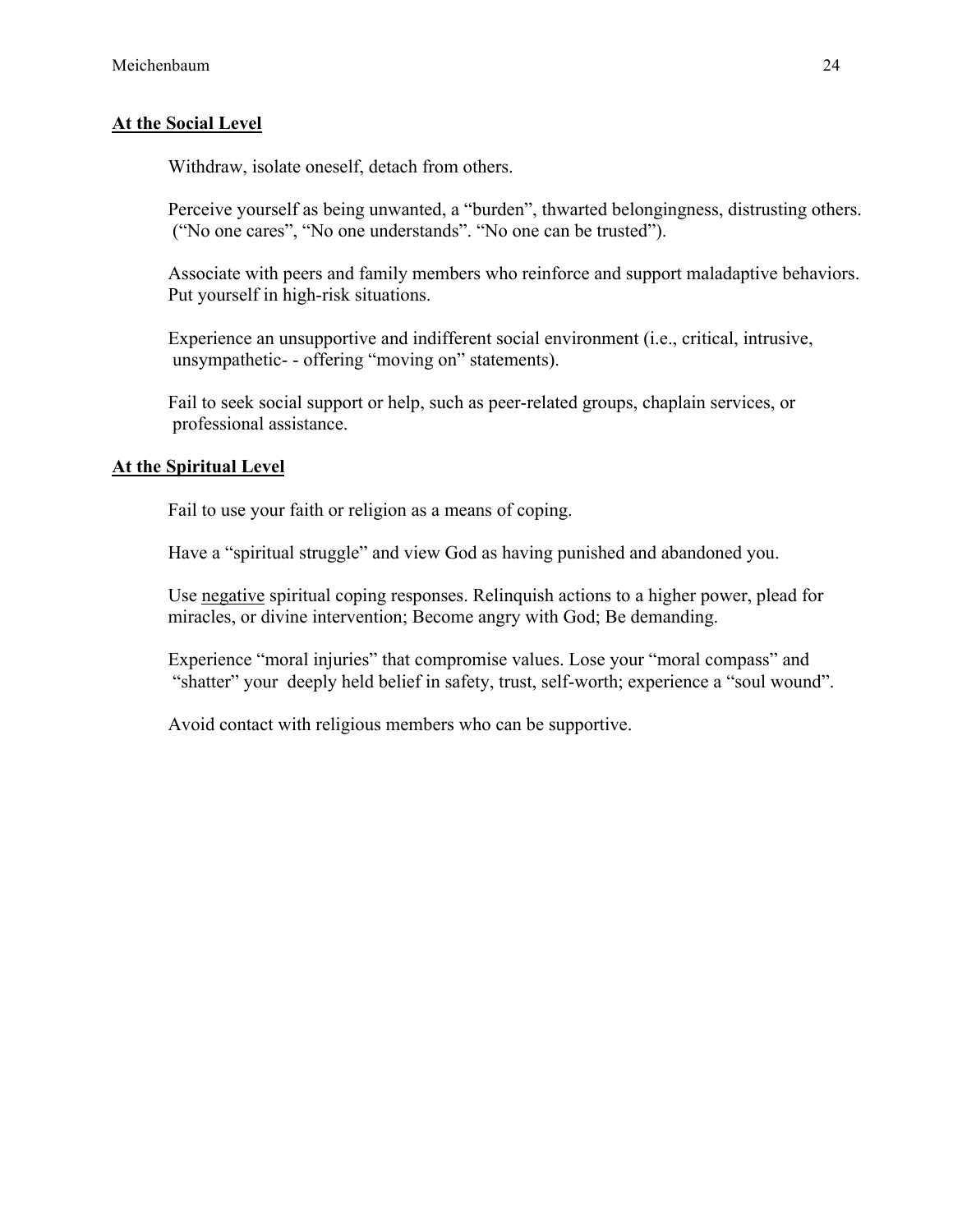**<u>At the Social Level</u>**

Withdraw, isolate oneself, detach from others.

Perceive yourself as being unwanted, a "burden", thwarted belongingness, distrusting others. ("No one cares", "No one understands". "No one can be trusted").

Associate with peers and family members who reinforce and support maladaptive behaviors. Put yourself in high-risk situations.

Experience an unsupportive and indifferent social environment (i.e., critical, intrusive, unsympathetic- - offering "moving on" statements).

Fail to seek social support or help, such as peer-related groups, chaplain services, or professional assistance.

**<u>At the Spiritual Level</u>**

Fail to use your faith or religion as a means of coping.

Have a "spiritual struggle" and view God as having punished and abandoned you.

Use <u>negative</u> spiritual coping responses. Relinquish actions to a higher power, plead for miracles, or divine intervention; Become angry with God; Be demanding.

Experience "moral injuries" that compromise values. Lose your "moral compass" and "shatter" your deeply held belief in safety, trust, self-worth; experience a "soul wound".

Avoid contact with religious members who can be supportive.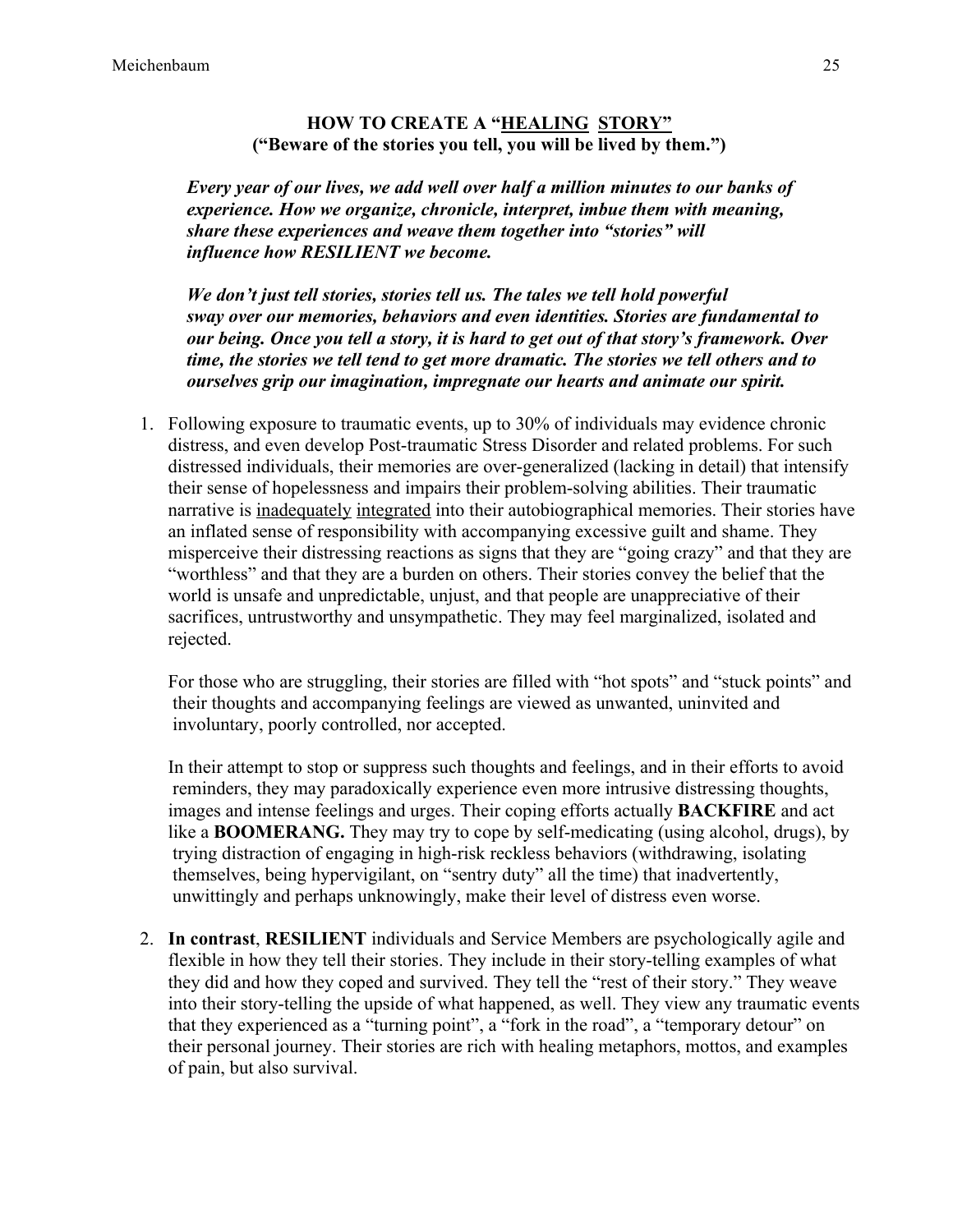### HOW TO CREATE A "<u>HEALING STORY</u>"
### ("Beware of the stories you tell, you will be lived by them.")

***Every year of our lives, we add well over half a million minutes to our banks of experience. How we organize, chronicle, interpret, imbue them with meaning, share these experiences and weave them together into "stories" will influence how RESILIENT we become.***

***We don't just tell stories, stories tell us. The tales we tell hold powerful sway over our memories, behaviors and even identities. Stories are fundamental to our being. Once you tell a story, it is hard to get out of that story's framework. Over time, the stories we tell tend to get more dramatic. The stories we tell others and to ourselves grip our imagination, impregnate our hearts and animate our spirit.***

1. Following exposure to traumatic events, up to 30% of individuals may evidence chronic distress, and even develop Post-traumatic Stress Disorder and related problems. For such distressed individuals, their memories are over-generalized (lacking in detail) that intensify their sense of hopelessness and impairs their problem-solving abilities. Their traumatic narrative is <u>inadequately</u> <u>integrated</u> into their autobiographical memories. Their stories have an inflated sense of responsibility with accompanying excessive guilt and shame. They misperceive their distressing reactions as signs that they are "going crazy" and that they are "worthless" and that they are a burden on others. Their stories convey the belief that the world is unsafe and unpredictable, unjust, and that people are unappreciative of their sacrifices, untrustworthy and unsympathetic. They may feel marginalized, isolated and rejected.

   For those who are struggling, their stories are filled with "hot spots" and "stuck points" and their thoughts and accompanying feelings are viewed as unwanted, uninvited and involuntary, poorly controlled, nor accepted.

   In their attempt to stop or suppress such thoughts and feelings, and in their efforts to avoid reminders, they may paradoxically experience even more intrusive distressing thoughts, images and intense feelings and urges. Their coping efforts actually **BACKFIRE** and act like a **BOOMERANG.** They may try to cope by self-medicating (using alcohol, drugs), by trying distraction of engaging in high-risk reckless behaviors (withdrawing, isolating themselves, being hypervigilant, on "sentry duty" all the time) that inadvertently, unwittingly and perhaps unknowingly, make their level of distress even worse.

2. **In contrast**, **RESILIENT** individuals and Service Members are psychologically agile and flexible in how they tell their stories. They include in their story-telling examples of what they did and how they coped and survived. They tell the "rest of their story." They weave into their story-telling the upside of what happened, as well. They view any traumatic events that they experienced as a "turning point", a "fork in the road", a "temporary detour" on their personal journey. Their stories are rich with healing metaphors, mottos, and examples of pain, but also survival.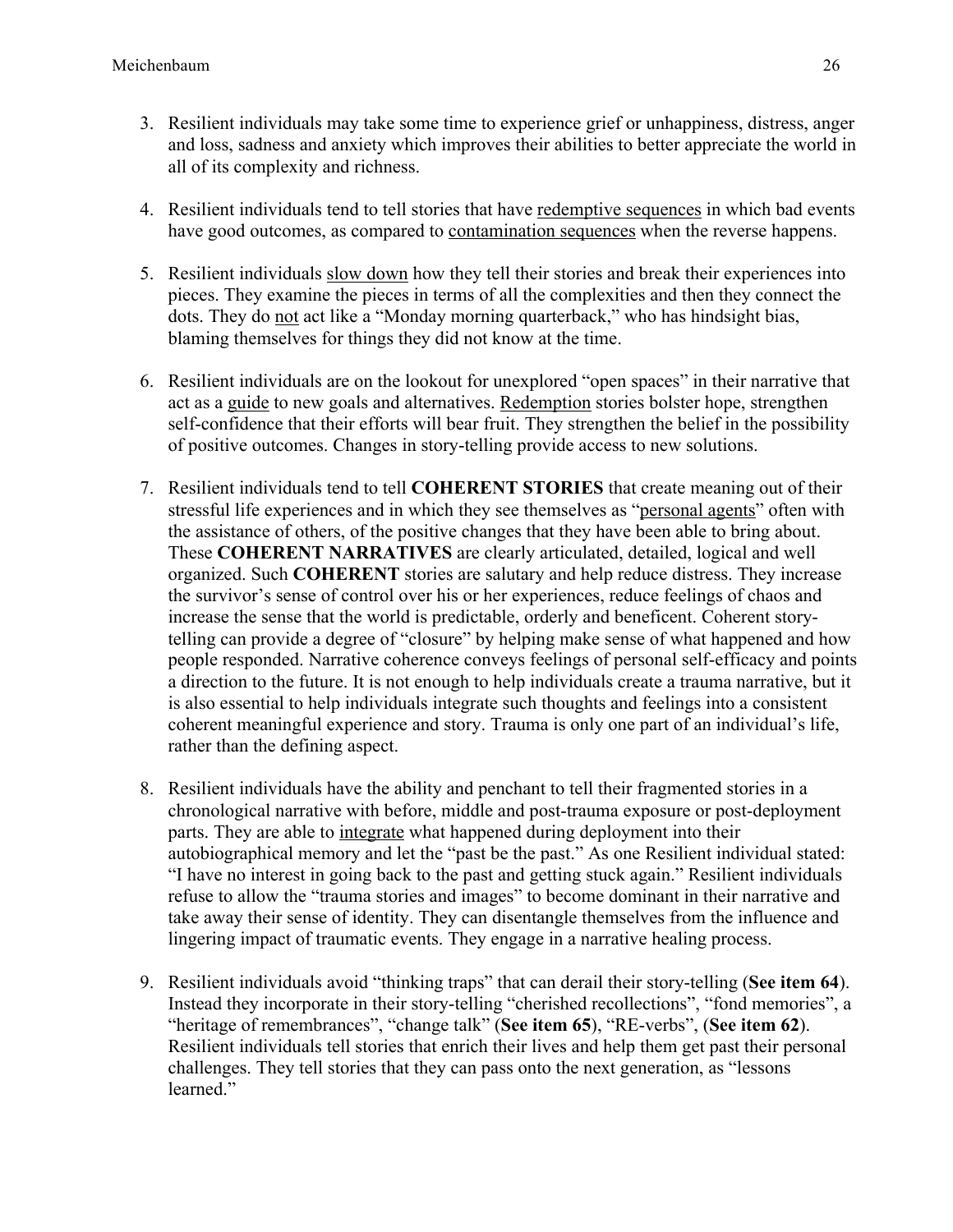3. Resilient individuals may take some time to experience grief or unhappiness, distress, anger and loss, sadness and anxiety which improves their abilities to better appreciate the world in all of its complexity and richness.

4. Resilient individuals tend to tell stories that have redemptive sequences in which bad events have good outcomes, as compared to contamination sequences when the reverse happens.

5. Resilient individuals slow down how they tell their stories and break their experiences into pieces. They examine the pieces in terms of all the complexities and then they connect the dots. They do not act like a "Monday morning quarterback," who has hindsight bias, blaming themselves for things they did not know at the time.

6. Resilient individuals are on the lookout for unexplored "open spaces" in their narrative that act as a guide to new goals and alternatives. Redemption stories bolster hope, strengthen self-confidence that their efforts will bear fruit. They strengthen the belief in the possibility of positive outcomes. Changes in story-telling provide access to new solutions.

7. Resilient individuals tend to tell **COHERENT STORIES** that create meaning out of their stressful life experiences and in which they see themselves as "personal agents" often with the assistance of others, of the positive changes that they have been able to bring about. These **COHERENT NARRATIVES** are clearly articulated, detailed, logical and well organized. Such **COHERENT** stories are salutary and help reduce distress. They increase the survivor's sense of control over his or her experiences, reduce feelings of chaos and increase the sense that the world is predictable, orderly and beneficent. Coherent story-telling can provide a degree of "closure" by helping make sense of what happened and how people responded. Narrative coherence conveys feelings of personal self-efficacy and points a direction to the future. It is not enough to help individuals create a trauma narrative, but it is also essential to help individuals integrate such thoughts and feelings into a consistent coherent meaningful experience and story. Trauma is only one part of an individual's life, rather than the defining aspect.

8. Resilient individuals have the ability and penchant to tell their fragmented stories in a chronological narrative with before, middle and post-trauma exposure or post-deployment parts. They are able to integrate what happened during deployment into their autobiographical memory and let the "past be the past." As one Resilient individual stated: "I have no interest in going back to the past and getting stuck again." Resilient individuals refuse to allow the "trauma stories and images" to become dominant in their narrative and take away their sense of identity. They can disentangle themselves from the influence and lingering impact of traumatic events. They engage in a narrative healing process.

9. Resilient individuals avoid "thinking traps" that can derail their story-telling (**See item 64**). Instead they incorporate in their story-telling "cherished recollections", "fond memories", a "heritage of remembrances", "change talk" (**See item 65**), "RE-verbs", (**See item 62**). Resilient individuals tell stories that enrich their lives and help them get past their personal challenges. They tell stories that they can pass onto the next generation, as "lessons learned."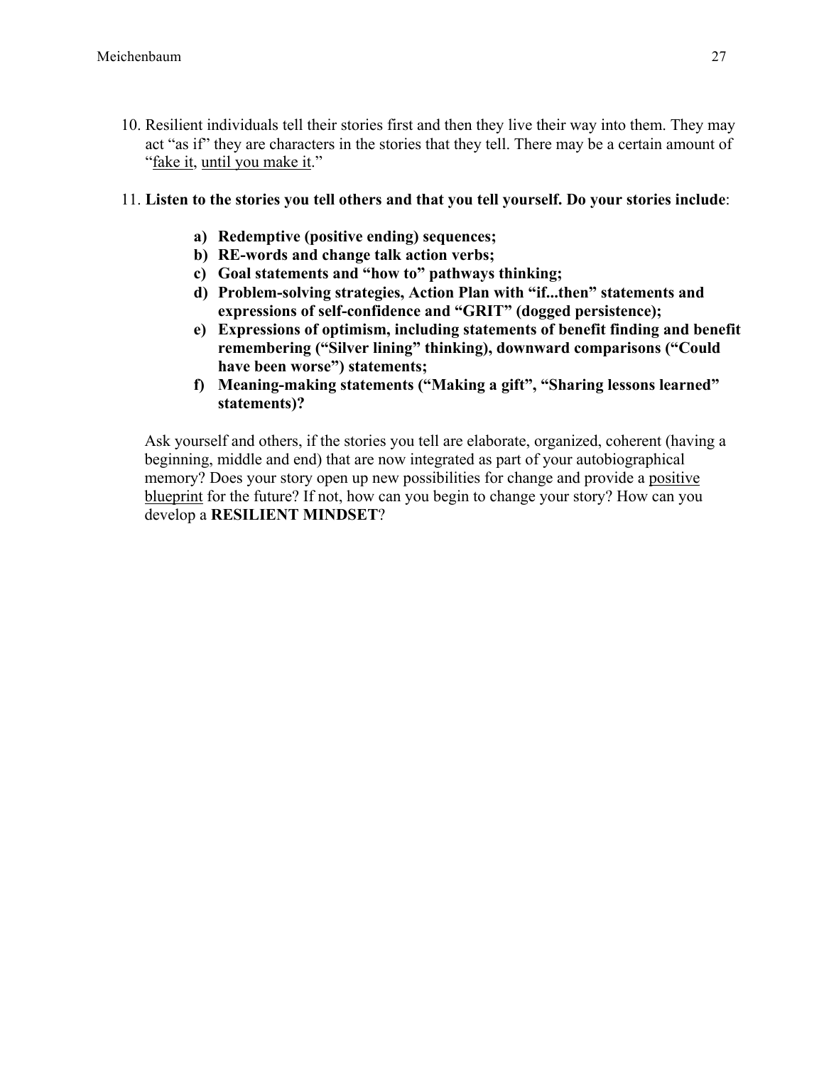10. Resilient individuals tell their stories first and then they live their way into them. They may act "as if" they are characters in the stories that they tell. There may be a certain amount of "<u>fake it</u>, <u>until you make it</u>."

11. **Listen to the stories you tell others and that you tell yourself. Do your stories include**:

    a) **Redemptive (positive ending) sequences;**
    b) **RE-words and change talk action verbs;**
    c) **Goal statements and "how to" pathways thinking;**
    d) **Problem-solving strategies, Action Plan with "if...then" statements and expressions of self-confidence and "GRIT" (dogged persistence);**
    e) **Expressions of optimism, including statements of benefit finding and benefit remembering ("Silver lining" thinking), downward comparisons ("Could have been worse") statements;**
    f) **Meaning-making statements ("Making a gift", "Sharing lessons learned" statements)?**

    Ask yourself and others, if the stories you tell are elaborate, organized, coherent (having a beginning, middle and end) that are now integrated as part of your autobiographical memory? Does your story open up new possibilities for change and provide a <u>positive blueprint</u> for the future? If not, how can you begin to change your story? How can you develop a **RESILIENT MINDSET**?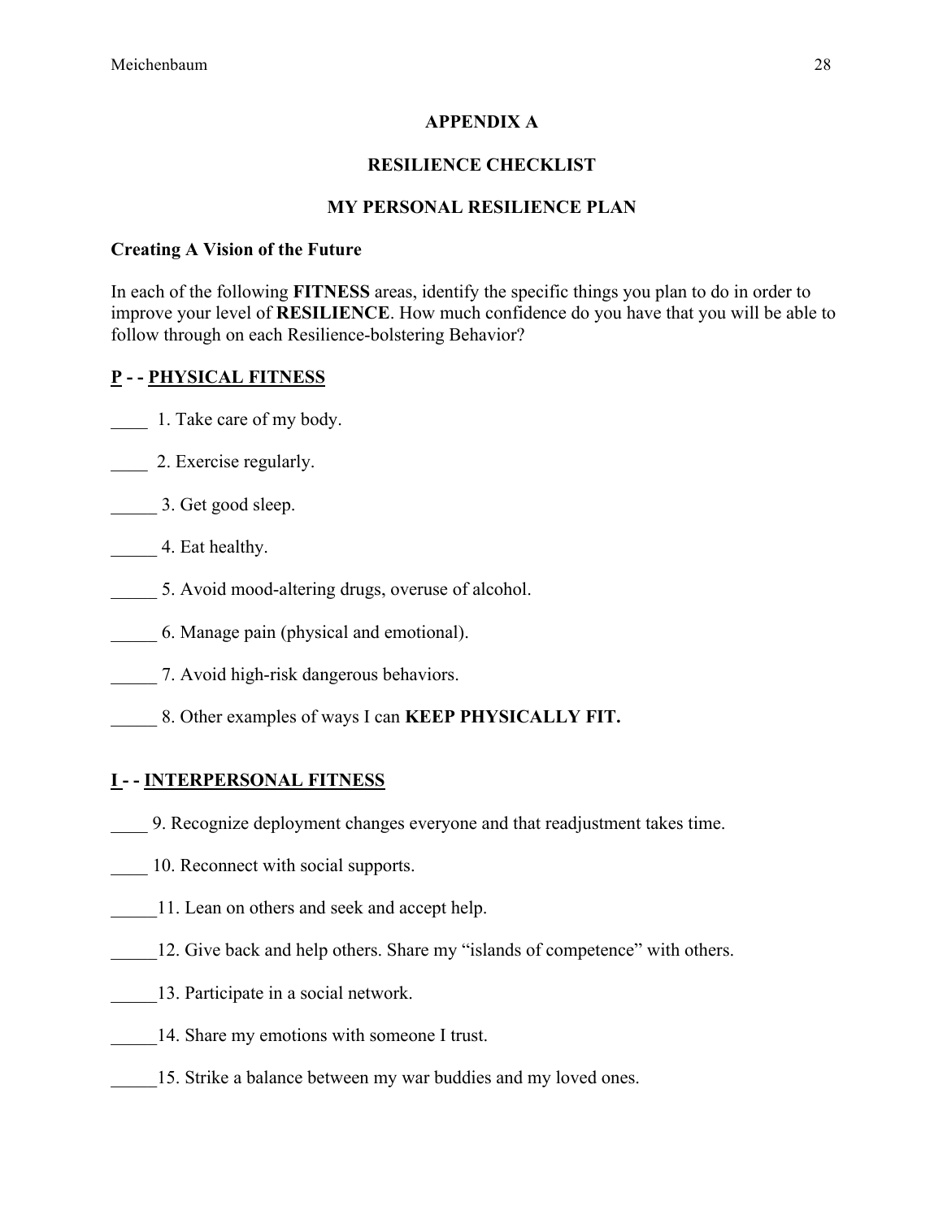## APPENDIX A

## RESILIENCE CHECKLIST

## MY PERSONAL RESILIENCE PLAN

**Creating A Vision of the Future**

In each of the following **FITNESS** areas, identify the specific things you plan to do in order to improve your level of **RESILIENCE**. How much confidence do you have that you will be able to follow through on each Resilience-bolstering Behavior?

### <u>P</u> - - <u>PHYSICAL FITNESS</u>

____ 1. Take care of my body.

____ 2. Exercise regularly.

_____ 3. Get good sleep.

_____ 4. Eat healthy.

_____ 5. Avoid mood-altering drugs, overuse of alcohol.

_____ 6. Manage pain (physical and emotional).

_____ 7. Avoid high-risk dangerous behaviors.

_____ 8. Other examples of ways I can **KEEP PHYSICALLY FIT.**

### <u>I</u> - - <u>INTERPERSONAL FITNESS</u>

____ 9. Recognize deployment changes everyone and that readjustment takes time.

____ 10. Reconnect with social supports.

_____11. Lean on others and seek and accept help.

_____12. Give back and help others. Share my "islands of competence" with others.

_____13. Participate in a social network.

_____14. Share my emotions with someone I trust.

_____15. Strike a balance between my war buddies and my loved ones.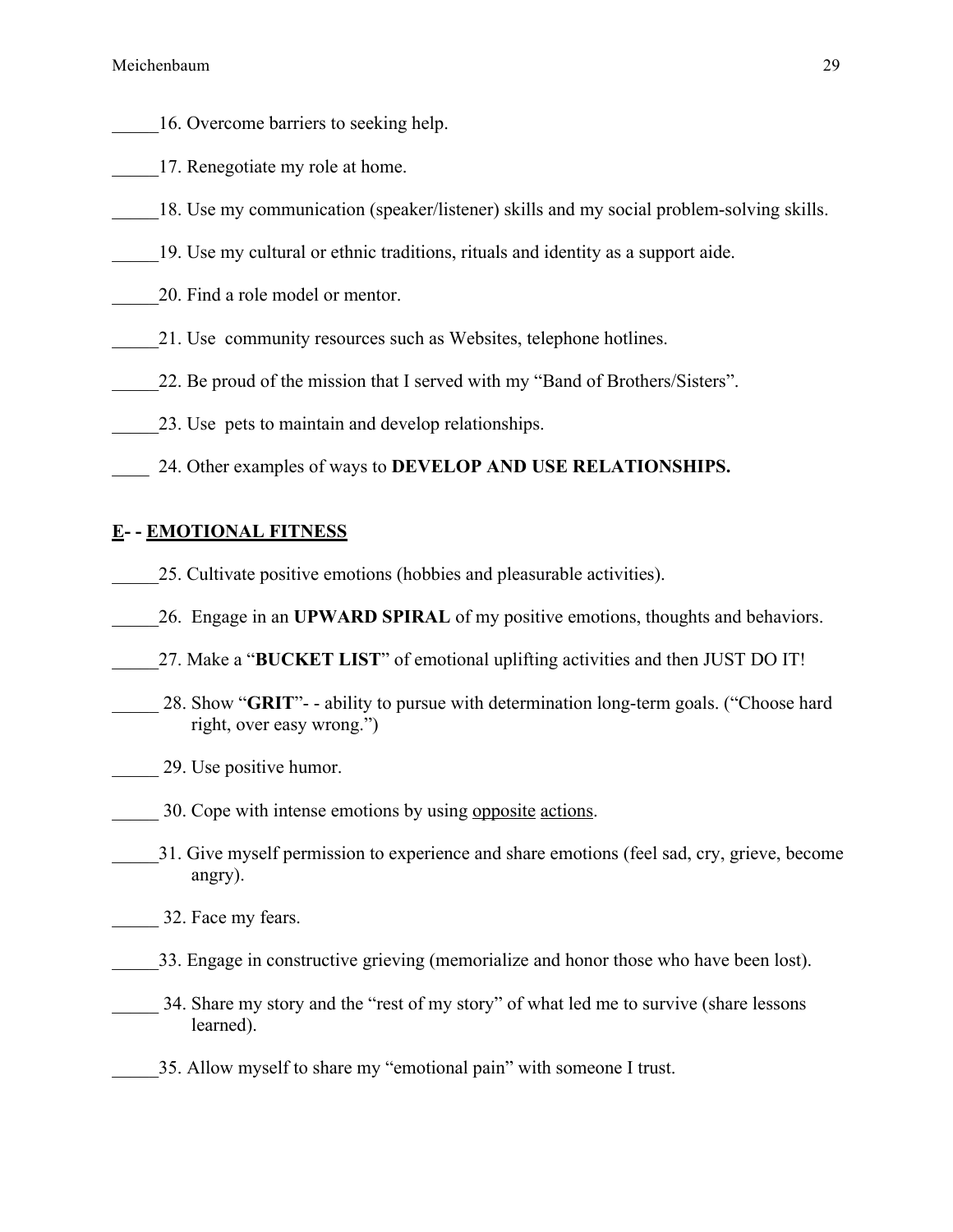_____16. Overcome barriers to seeking help.

_____17. Renegotiate my role at home.

_____18. Use my communication (speaker/listener) skills and my social problem-solving skills.

_____19. Use my cultural or ethnic traditions, rituals and identity as a support aide.

_____20. Find a role model or mentor.

_____21. Use community resources such as Websites, telephone hotlines.

_____22. Be proud of the mission that I served with my "Band of Brothers/Sisters".

_____23. Use pets to maintain and develop relationships.

____ 24. Other examples of ways to **DEVELOP AND USE RELATIONSHIPS.**

## <u>**E**</u>**- -** <u>**EMOTIONAL FITNESS**</u>

_____25. Cultivate positive emotions (hobbies and pleasurable activities).

_____26. Engage in an **UPWARD SPIRAL** of my positive emotions, thoughts and behaviors.

_____27. Make a "**BUCKET LIST**" of emotional uplifting activities and then JUST DO IT!

_____ 28. Show "**GRIT**"- - ability to pursue with determination long-term goals. ("Choose hard right, over easy wrong.")

_____ 29. Use positive humor.

_____ 30. Cope with intense emotions by using <u>opposite</u> <u>actions</u>.

_____31. Give myself permission to experience and share emotions (feel sad, cry, grieve, become angry).

_____ 32. Face my fears.

_____33. Engage in constructive grieving (memorialize and honor those who have been lost).

_____ 34. Share my story and the "rest of my story" of what led me to survive (share lessons learned).

_____35. Allow myself to share my "emotional pain" with someone I trust.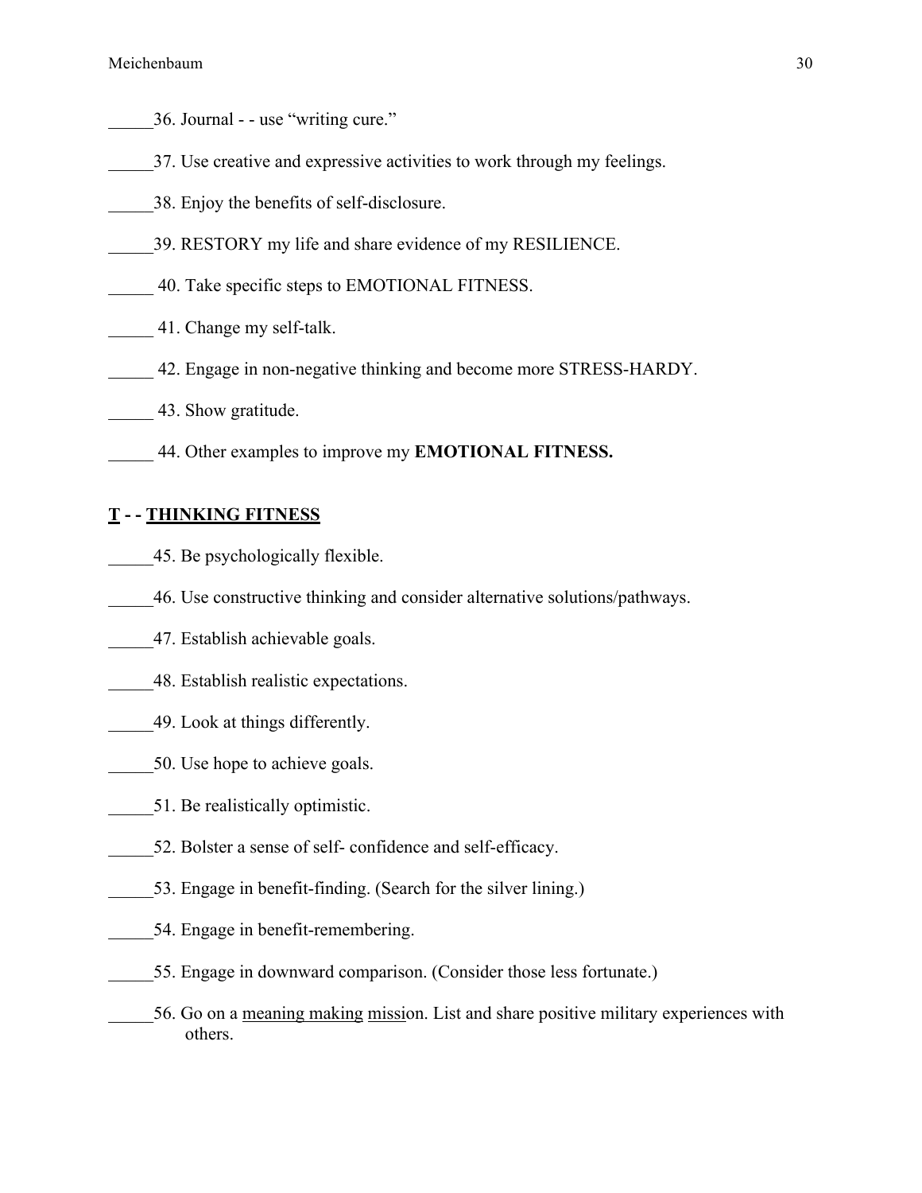_____36. Journal - - use "writing cure."

_____37. Use creative and expressive activities to work through my feelings.

_____38. Enjoy the benefits of self-disclosure.

_____39. RESTORY my life and share evidence of my RESILIENCE.

_____ 40. Take specific steps to EMOTIONAL FITNESS.

_____ 41. Change my self-talk.

_____ 42. Engage in non-negative thinking and become more STRESS-HARDY.

_____ 43. Show gratitude.

_____ 44. Other examples to improve my **EMOTIONAL FITNESS.**

## **<u>T</u> - - <u>THINKING FITNESS</u>**

_____45. Be psychologically flexible.

_____46. Use constructive thinking and consider alternative solutions/pathways.

_____47. Establish achievable goals.

_____48. Establish realistic expectations.

_____49. Look at things differently.

_____50. Use hope to achieve goals.

_____51. Be realistically optimistic.

_____52. Bolster a sense of self- confidence and self-efficacy.

_____53. Engage in benefit-finding. (Search for the silver lining.)

_____54. Engage in benefit-remembering.

_____55. Engage in downward comparison. (Consider those less fortunate.)

_____56. Go on a <u>meaning making</u> <u>missi</u>on. List and share positive military experiences with others.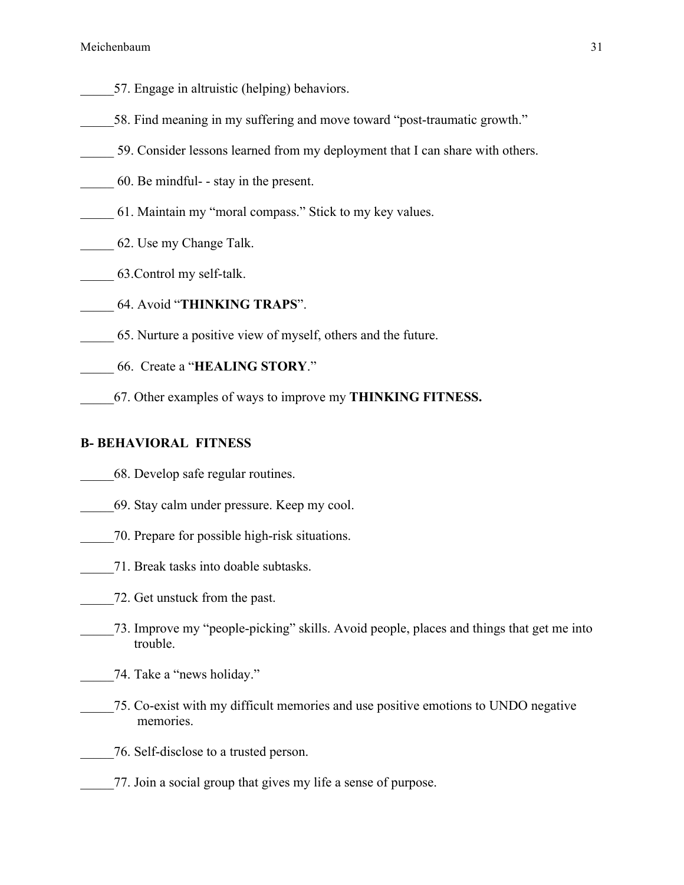_____57. Engage in altruistic (helping) behaviors.

_____58. Find meaning in my suffering and move toward "post-traumatic growth."

_____ 59. Consider lessons learned from my deployment that I can share with others.

_____ 60. Be mindful- - stay in the present.

_____ 61. Maintain my "moral compass." Stick to my key values.

_____ 62. Use my Change Talk.

_____ 63.Control my self-talk.

_____ 64. Avoid "**THINKING TRAPS**".

_____ 65. Nurture a positive view of myself, others and the future.

_____ 66. Create a "**HEALING STORY**."

_____67. Other examples of ways to improve my **THINKING FITNESS.**

**B- BEHAVIORAL FITNESS**

_____68. Develop safe regular routines.

_____69. Stay calm under pressure. Keep my cool.

_____70. Prepare for possible high-risk situations.

_____71. Break tasks into doable subtasks.

_____72. Get unstuck from the past.

_____73. Improve my "people-picking" skills. Avoid people, places and things that get me into trouble.

_____74. Take a "news holiday."

_____75. Co-exist with my difficult memories and use positive emotions to UNDO negative memories.

_____76. Self-disclose to a trusted person.

_____77. Join a social group that gives my life a sense of purpose.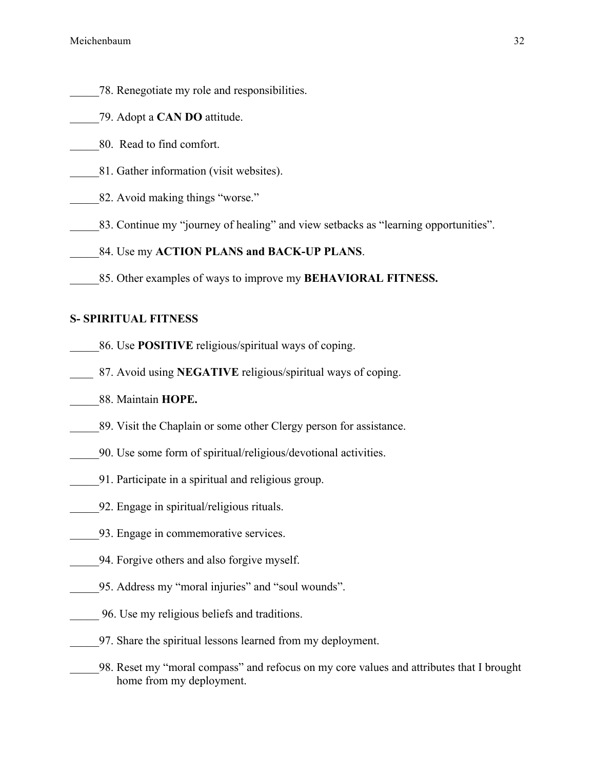_____78. Renegotiate my role and responsibilities.

_____79. Adopt a **CAN DO** attitude.

_____80. Read to find comfort.

_____81. Gather information (visit websites).

_____82. Avoid making things "worse."

_____83. Continue my "journey of healing" and view setbacks as "learning opportunities".

_____84. Use my **ACTION PLANS and BACK-UP PLANS**.

_____85. Other examples of ways to improve my **BEHAVIORAL FITNESS.**

**S- SPIRITUAL FITNESS**

_____86. Use **POSITIVE** religious/spiritual ways of coping.

____ 87. Avoid using **NEGATIVE** religious/spiritual ways of coping.

_____88. Maintain **HOPE.**

_____89. Visit the Chaplain or some other Clergy person for assistance.

_____90. Use some form of spiritual/religious/devotional activities.

_____91. Participate in a spiritual and religious group.

_____92. Engage in spiritual/religious rituals.

_____93. Engage in commemorative services.

_____94. Forgive others and also forgive myself.

_____95. Address my "moral injuries" and "soul wounds".

_____ 96. Use my religious beliefs and traditions.

_____97. Share the spiritual lessons learned from my deployment.

_____98. Reset my "moral compass" and refocus on my core values and attributes that I brought home from my deployment.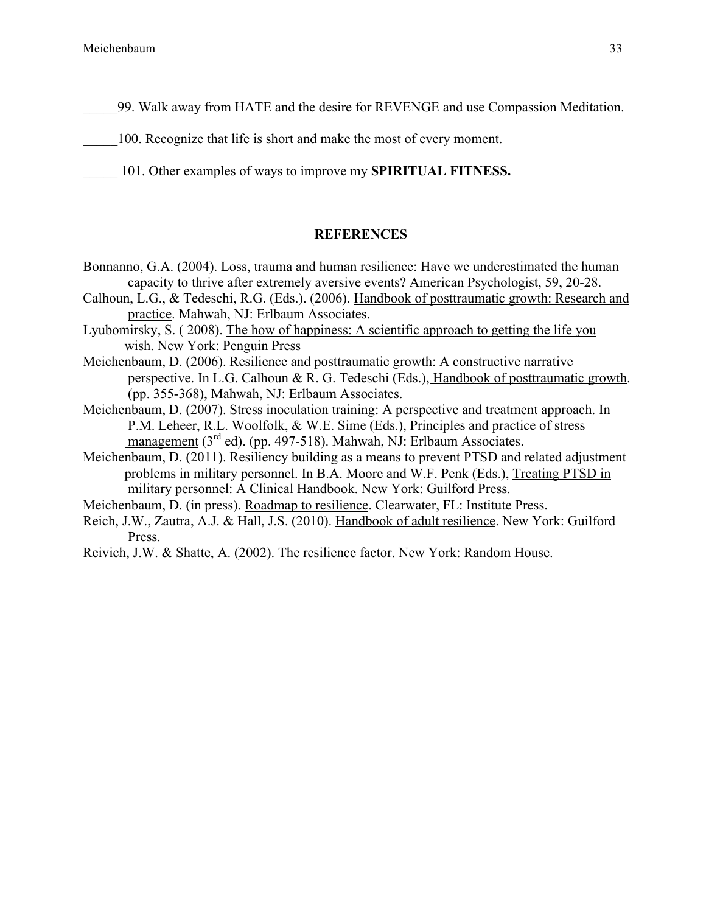_____99. Walk away from HATE and the desire for REVENGE and use Compassion Meditation.

_____100. Recognize that life is short and make the most of every moment.

_____ 101. Other examples of ways to improve my **SPIRITUAL FITNESS.**

## REFERENCES

Bonnanno, G.A. (2004). Loss, trauma and human resilience: Have we underestimated the human capacity to thrive after extremely aversive events? American Psychologist, 59, 20-28.

Calhoun, L.G., & Tedeschi, R.G. (Eds.). (2006). Handbook of posttraumatic growth: Research and practice. Mahwah, NJ: Erlbaum Associates.

Lyubomirsky, S. ( 2008). The how of happiness: A scientific approach to getting the life you wish. New York: Penguin Press

Meichenbaum, D. (2006). Resilience and posttraumatic growth: A constructive narrative perspective. In L.G. Calhoun & R. G. Tedeschi (Eds.), Handbook of posttraumatic growth. (pp. 355-368), Mahwah, NJ: Erlbaum Associates.

Meichenbaum, D. (2007). Stress inoculation training: A perspective and treatment approach. In P.M. Leheer, R.L. Woolfolk, & W.E. Sime (Eds.), Principles and practice of stress management (3rd ed). (pp. 497-518). Mahwah, NJ: Erlbaum Associates.

Meichenbaum, D. (2011). Resiliency building as a means to prevent PTSD and related adjustment problems in military personnel. In B.A. Moore and W.F. Penk (Eds.), Treating PTSD in military personnel: A Clinical Handbook. New York: Guilford Press.

Meichenbaum, D. (in press). Roadmap to resilience. Clearwater, FL: Institute Press.

Reich, J.W., Zautra, A.J. & Hall, J.S. (2010). Handbook of adult resilience. New York: Guilford Press.

Reivich, J.W. & Shatte, A. (2002). The resilience factor. New York: Random House.